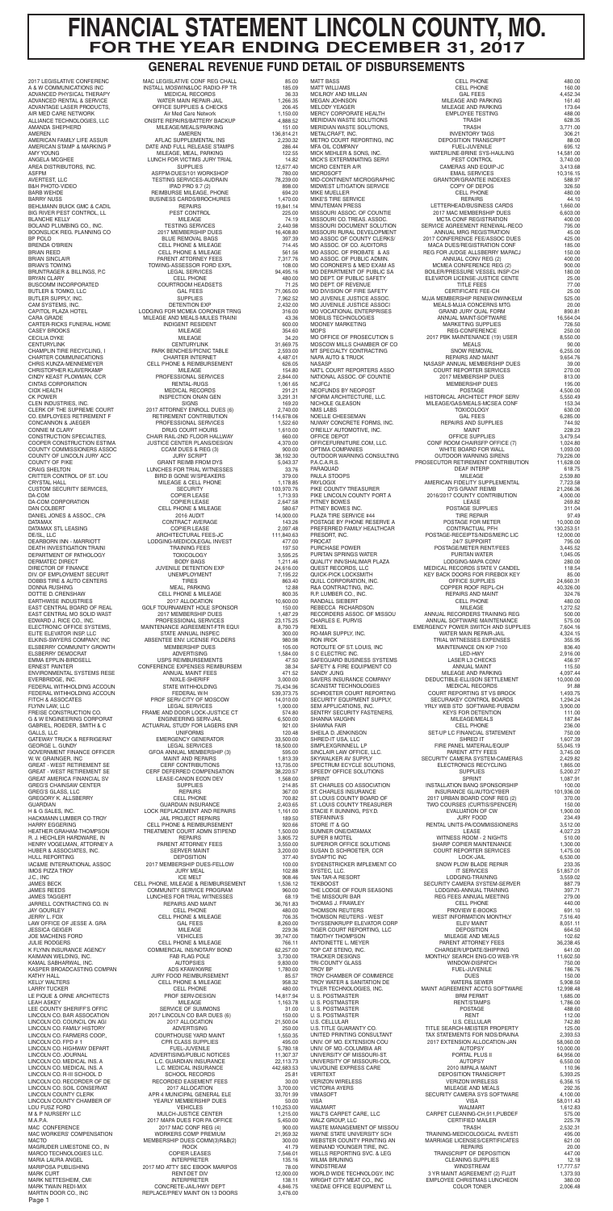# FINANCIAL STATEMENT LINCOLN COUNTY, MO. FOR THE YEAR ENDING DECEMBER 31, 2017

## GENERAL REVENUE FUND DETAIL OF DISBURSEMENTS

| Vendor | Description | Amount |
|---|---|---|
| 2017 LEGISLATIVE CONFERENC | MAC LEGISLATIVE CONF REG CHALL | 85.00 |
| A & W COMMUNICATIONS INC | INSTALL MOSWIN&LOC RADIO-FP TR | 185.09 |
| ADVANCED PHYSICAL THERAPY | MEDICAL RECORDS | 36.33 |
| ADVANCED RENTAL & SERVICE | WATER MAIN REPAIR-JAIL | 1,266.35 |
| ADVANTAGE LASER PRODUCTS, | OFFICE SUPPLIES & CHECKS | 206.45 |
| AIR MED CARE NETWORK | Air Med Care Network | 1,150.00 |
| ALLIANCE TECHNOLOGIES, LLC | ONSITE REPAIRS/BATTERY BACKUP | 4,888.52 |
| AMANDA SHEPHERD | MILEAGE/MEALS/PARKING | 151.00 |
| AMEREN | AMEREN | 136,814.21 |
| AMERICAN FAMILY LIFE ASSUR | AFLAC SUPPLEMENTAL INS | 2,230.32 |
| AMERICAN STAMP & MARKING P | DATE AND FULL RELEASE STAMPS | 286.44 |
| AMY YOUNG | MILEAGE, MEAL, PARKING | 122.55 |
| ANGELA MCGHEE | LUNCH FOR VICTIMS JURY TRIAL | 14.82 |
| AREA DISTRIBUTORS, INC. | SUPPLIES | 12,677.40 |
| ASFPM | ASFPM-DUES/101 WORKSHOP | 780.00 |
| AVERTEST, LLC | TESTING SERVICES-AUDRAIN | 78,239.00 |
| B&H PHOTO-VIDEO | IPAD PRO 9.7 (2) | 898.00 |
| BARB WEHDE | REIMBURSE MILEAGE, PHONE | 694.20 |
| BARRY NUSS | BUSINESS CARDS/BROCHURES | 1,470.00 |
| BEHLMANN BUICK GMC & CADIL | REPAIRS | 19,841.14 |
| BIG RIVER PEST CONTROL, LL | PEST CONTROL | 225.00 |
| BLANCHE KELLY | MILEAGE | 74.19 |
| BOLAND PLUMBING CO., INC. | TESTING SERVICES | 2,440.98 |
| BOONSLICK REG. PLANNING CO | 2017 MEMBERSHIP DUES | 16,408.80 |
| BP POLO | BLUE REMOVAL BAGS | 397.39 |
| BRENDA O'BRIEN | CELL PHONE & MILEAGE | 714.45 |
| BRIAN REED | CELL PHONE & MILEAGE | 561.56 |
| BRIAN SINCLAIR | PARENT ATTORNEY FEES | 7,317.76 |
| BRIAN'S TOWING | TOWING-ASSESSOR FORD EXPL | 108.00 |
| BRUNTRAGER & BILLINGS, P.C | LEGAL SERVICES | 94,495.16 |
| BRYAN CLARY | CELL PHONE | 480.00 |
| BUSCOMM INCORPORATED | COURTROOM HEADSETS | 71.25 |
| BUTLER & TOMKO, LLC | GAL FEES | 71,065.00 |
| BUTLER SUPPLY, INC. | SUPPLIES | 7,962.52 |
| CAM SYSTEMS, INC. | DETENTION EXP | 2,432.00 |
| CAPITOL PLAZA HOTEL | LODGING FOR MCMEA CORONER TRNG | 316.00 |
| CARA GRADE | MILEAGE AND MEALS-MULES TRAINI | 43.36 |
| CARTER-RICKS FUNERAL HOME | INDIGENT RESIDENT | 600.00 |
| CASEY BROOKS | MILEAGE | 354.60 |
| CECILIA DYKE | MILEAGE | 34.20 |
| CENTURYLINK | CENTURYLINK | 31,669.75 |
| CHAMPLIN TIRE RECYCLING, I | PARK BENCHES/PICNIC TABLE | 2,593.00 |
| CHARTER COMMUNICATIONS | CHARTER INTERNET | 4,487.01 |
| CHRIS KUNZA-MENNEMEYER | CELL PHONE & REIMBURSEMENT | 626.05 |
| CHRISTOPHER KLAVERKAMP | MILEAGE | 154.80 |
| CINDY KEAST PLOWMAN, CCR | PROFESSIONAL SERVICES | 2,844.00 |
| CINTAS CORPORATION | RENTAL-RUGS | 1,061.65 |
| CIOX HEALTH | MEDICAL RECORDS | 291.21 |
| CK POWER | INSPECTION ONAN GEN | 3,291.31 |
| CLEN INDUSTRIES, INC. | SIGNS | 169.20 |
| CLERK OF THE SUPREME COURT | 2017 ATTORNEY ENROLL DUES (6) | 2,740.00 |
| CO. EMPLOYEES RETIREMENT F | RETIREMENT CONTRIBUTION | 114,678.06 |
| CONCANNON & JAEGER | PROFESSIONAL SERVICES | 1,522.60 |
| CONNIE M CLARY | DRUG COURT HOURS | 1,610.00 |
| CONSTRUCTION SPECIALTIES, | CHAIR RAIL-2ND FLOOR HALLWAY | 660.00 |
| COOPER CONSTRUCTION ESTIMA | JUSTICE CENTER PLANS/DESIGN | 4,370.00 |
| COUNTY COMMISSIONERS ASSOC | CCAM DUES & REG (3) | 900.00 |
| COUNTY OF LINCOLN JURY ACC | JURY SCRIPT | 38,192.30 |
| COUNTY OF PIKE | GRANT REIMB FROM DYS | 5,043.37 |
| CRAIG SHELTON | LUNCHES FOR TRIAL WITNESSES | 33.76 |
| CRITTER CONTROL OF ST. LOU | BIRD B GONE W/SPEAKERS | 379.00 |
| CRYSTAL HALL | MILEAGE & CELL PHONE | 1,178.85 |
| CUSTOM SECURITY SERVICES, | SECURITY | 103,970.76 |
| DA-COM | COPIER LEASE | 1,713.93 |
| DA-COM CORPORATION | COPIER LEASE | 2,647.58 |
| DAN COLBERT | CELL PHONE & MILEAGE | 580.67 |
| DANIEL JONES & ASSOC., CPA | 2016 AUDIT | 14,000.00 |
| DATAMAX | CONTRACT AVERAGE | 143.26 |
| DATAMAX STL LEASING | COPIER LEASE | 2,097.48 |
| DE/SL, LLC | ARCHITECTURAL FEES-JC | 111,840.63 |
| DEARBORN INN - MARRIOTT | LODGING-MEDICOLEGAL INVEST | 477.00 |
| DEATH INVESTIGATION TRAINI | TRAINING FEES | 197.50 |
| DEPARTMENT OF PATHOLOGY | TOXICOLOGY | 3,595.25 |
| DERMATEC DIRECT | BODY BAGS | 1,211.46 |
| DIRECTOR OF FINANCE | JUVENILE DETENTION EXP | 24,616.00 |
| DIV. OF EMPLOYMENT SECURIT | UNEMPLOYMENT | 7,195.22 |
| DOBBS TIRE & AUTO CENTERS | TIRES | 863.40 |
| DONNA RUSHING | MEAL, PARKING | 12.88 |
| DOTTIE D. CRENSHAW | CELL PHONE & MILEAGE | 800.35 |
| EARTHWISE INDUSTRIES | 2017 ALLOCATION | 10,600.00 |
| EAST CENTRAL BOARD OF REAL | GOLF TOURNAMENT HOLE SPONSOR | 150.00 |
| EAST CENTRAL MO SOLID WAST | 2017 MEMBERSHIP DUES | 1,487.29 |
| EDWARD J. RICE CO., INC. | PROFESSIONAL SERVICES | 23,175.25 |
| ELECTRONIC OFFICE SYSTEMS, | MAINTENANCE AGREEMENT-FTR EQUI | 8,790.79 |
| ELITE ELEVATOR INSP LLC | STATE ANNUAL INSPEC | 300.00 |
| ELKINS-SWYERS COMPANY, INC | ABSENTEE ENV. LICENSE FOLDERS | 580.98 |
| ELSBERRY COMMUNITY GROWTH | MEMBERSHIP DUES | 105.00 |
| ELSBERRY DEMOCRAT | ADVERTISING | 1,584.63 |
| EMMA EPPLIN-BIRDSELL | USPS REIMBURSEMENTS | 47.50 |
| ERNEST PAINTER | CONFERENCE EXPENSES REIMBURSEM | 38.34 |
| ENVIRONMENTAL SYSTEMS RESE | ANNUAL MAINT FEES | 471.52 |
| EVERBRIDGE, INC. | NIXLE-SHERIFF | 3,000.00 |
| FEDERAL WITHHOLDING ACCOUN | STATE WITHHOLDING | 75,434.96 |
| FEDERAL WITHHOLDING ACCOUN | FEDERAL W/H | 539,373.75 |
| FITCH & ASSOCIATES | PROF SERV-CITY OF MOSCOW | 14,010.00 |
| FLYNN LAW, LLC | LEGAL SERVICES | 1,000.00 |
| FREISE CONSTRUCTION CO. | FRAME AND DOOR LOCK-JUSTICE CT | 574.80 |
| G & W ENGINEERING CORPORAT | ENGINEERING SERV-JAIL | 6,500.00 |
| GABRIEL, ROEDER, SMITH & C | ACTUARIAL STUDY FOR LAGERS ENR | 921.00 |
| GALLS, LLC | UNIFORMS | 120.48 |
| GATEWAY TRUCK & REFRIGERAT | EMERGENCY GENERATOR | 33,500.00 |
| GEORGE L. GUNDY | LEGAL SERVICES | 18,500.00 |
| GOVERNMENT FINANCE OFFICER | GFOA ANNUAL MEMBERSHIP (3) | 595.00 |
| W. W. GRAINGER, INC | MAINT AND REPAIRS | 1,813.39 |
| GREAT - WEST RETIREMENT SE | CERF CONTRIBUTIONS | 13,735.00 |
| GREAT - WEST RETIREMENT SE | CERF DEFERRED COMPENSATION | 38,220.57 |
| GREAT AMERICA FINANCIAL SV | LEASE-CANON ECON DEV | 1,568.00 |
| GREG'S CHAINSAW CENTER | SUPPLIES | 214.85 |
| GREG'S GLASS, LLC | REPAIRS | 367.00 |
| GREGORY K. ALLSBERRY | CELL PHONE | 700.82 |
| GUARDIAN | GUARDIAN INSURANCE | 2,403.65 |
| H & G SALES, INC. | LOCK REPLACEMENT AND REPAIRS | 1,161.00 |
| HACKMANN LUMBER CO-TROY | JAIL PROJECT REPAIRS | 189.50 |
| HARRY EGGERING | CELL PHONE & REIMBURSEMENT | 920.66 |
| HEATHER GRAHAM-THOMPSON | TREATMENT COURT ADMN STIPEND | 1,500.00 |
| R. J. HECHLER HARDWARE, IN | REPAIRS | 3,805.72 |
| HENRY VOGELMAN, ATTORNEY A | PARENT ATTORNEY FEES | 3,550.00 |
| HUBER & ASSOCIATES, INC. | SERVER MAINT | 3,200.00 |
| HULL REPORTING | DEPOSITION | 377.40 |
| IAC&ME INTERNATIONAL ASSOC | 2017 MEMBERSHIP DUES-FELLOW | 100.00 |
| IMOS PIZZA TROY | JURY MEAL | 102.88 |
| J.C., INC | ICE MELT | 908.46 |
| JAMES BECK | CELL PHONE, MILEAGE & REIMBURSEMENT | 1,536.12 |
| JAMES REEDS | COMMUNITY SERVICE PROGRAM | 960.00 |
| JAMES TAGGERT | LUNCHES FOR TRIAL WITNESSES | 68.19 |
| JARRELL CONTRACTING CO. IN | REPAIRS AND MAINT | 36,761.83 |
| JAY GOURLEY | CELL PHONE | 480.00 |
| JERRY L. FOX | CELL PHONE & MILEAGE | 706.35 |
| LAW OFFICE OF JESSE A. GRA | GAL FEES | 8,260.00 |
| JESSICA GEIGER | MILEAGE | 229.38 |
| JOE MACHENS FORD | VEHICLES | 39,747.00 |
| JULIE RODGERS | CELL PHONE & MILEAGE | 766.11 |
| K FLYNN INSURANCE AGENCY | COMMERCIAL INS/NOTARY BOND | 82,257.00 |
| KAIMANN WELDING, INC. | FAB FLAG POLE | 3,730.00 |
| KAMAL SABHARWAL, INC. | AUTOPSIES | 9,830.00 |
| KASPER BROADCASTING COMPAN | ADS KFAW/KWRE | 1,780.00 |
| KATHY HALL | JURY FOOD REIMBURSEMENT | 85.57 |
| KELLY WALTERS | CELL PHONE & MILEAGE | 958.32 |
| LARRY TUCKER | CELL PHONE | 480.00 |
| LE PIQUE & ORNE ARCHITECTS | PROF SERV-DESIGN | 14,817.94 |
| LEAH ASKEY | MILEAGE | 1,163.78 |
| LEE COUNTY SHERIFF'S OFFIC | SERVICE OF SUMMONS | 31.00 |
| LINCOLN CO. BAR ASSOCATION | 2017 LINCOLN CO BAR DUES (6) | 150.00 |
| LINCOLN CO. COUNCIL ON AGI | 2017 ALLOCATION | 21,500.04 |
| LINCOLN CO. FAMILY HISTORY | ADVERTISING | 200.00 |
| LINCOLN CO. FARMERS COOP, | COURTHOUSE YARD MAINT | 1,550.35 |
| LINCOLN CO. FPD # 1 | CPR CLASS SUPPLIES | 495.00 |
| LINCOLN CO. HIGHWAY DEPART | FUEL-JUVENILE | 5,780.18 |
| LINCOLN CO. JOURNAL | ADVERTISING/PUBLIC NOTICES | 11,307.37 |
| LINCOLN CO. MEDICAL INS. A | L.C. GUARDIAN INSURANCE | 22,113.73 |
| LINCOLN CO. MEDICAL INS. A | L.C. MEDICAL INSURANCE | 442,683.53 |
| LINCOLN CO. R-III SCHOOL D | SCHOOL RECORDS | 25.81 |
| LINCOLN CO. RECORDER OF DE | RECORDED EASEMENT FEES | 30.00 |
| LINCOLN CO. SOIL CONSERVAT | 2017 ALLOCATION | 3,700.00 |
| LINCOLN COUNTY CLERK | APR 4 MUNICIPAL GENERAL ELE | 33,701.99 |
| LINCOLN COUNTY CHAMBER OF | YEARLY MEMBERSHIP DUES | 50.00 |
| LOU FUSZ FORD | VEHICLES | 110,253.00 |
| M & P NURSERY LLC | MULCH-JUSTICE CENTER | 1,215.00 |
| M.A.P.A. | 2017 MAPA DUES FOR PA OFFICE | 5,450.00 |
| MAC CONFERENCE | 2017 MAC CONF REG (4) | 900.00 |
| MAC WORKERS' COMPENSATION | WORKERS COMP PREMIUM | 21,959.32 |
| MACTO | MEMBERSHIP DUES COMM(3)R&B(2) | 300.00 |
| MAGRUDER LIMESTONE CO., IN | ROCK | 41.79 |
| MARCO TECHNOLOGIES LLC. | COPIER LEASES | 7,546.01 |
| MARIA LAURA ANGEL | INTERPRETER | 135.16 |
| MARIPOSA PUBLISHING | 2017 MO STY SEC EBOOK MARIPOS | 78.00 |
| MARK CURT | RENT-DET DV | 12,000.00 |
| MARK NETTESHEIM, CMI | INTERPRETER | 138.11 |
| MARK TWAIN REDI-MIX | CONCRETE-JAIL/HWY DEPT | 4,846.75 |
| MARTIN DOOR CO., INC. | REPLACE/PREV MAINT ON 13 DOORS | 3,476.00 |
| MATT BASS | CELL PHONE | 480.00 |
| MATT WILLIAMS | CELL PHONE | 160.00 |
| MCILROY AND MILLAN | GAL FEES | 4,452.34 |
| MEGAN JOHNSON | MILEAGE AND PARKING | 161.40 |
| MELODY YEAGER | MILEAGE AND PARKING | 173.64 |
| MERCY CORPORATE HEALTH | EMPLOYEE TESTING | 488.00 |
| MERIDIAN WASTE SOLUTIONS | TRASH | 628.35 |
| MERIDIAN WASTE SOLUTIONS, | TRASH | 3,771.00 |
| METALCRAFT, INC. | INVENTORY TAGS | 306.21 |
| METRO COURT REPORTING, INC | DEPOSITION TRANSCRIPT | 88.00 |
| MFA OIL COMPANY | FUEL-JUVENILE | 995.12 |
| MICK MEHLER & SONS, INC. | WATERLINE-BRINE SYS-HAULING | 14,581.00 |
| MICK'S EXTERMINATING SERVI | PEST CONTROL | 3,740.00 |
| MICRO CENTER A/R | CAMERAS AND EQUIP-JC | 3,413.68 |
| MICROSOFT | EMAIL SERVICES | 10,316.15 |
| MID-CONTINENT MICROGRAPHIC | GRANTOR/GRANTEE INDEXES | 589.97 |
| MIDWEST LITIGATION SERVICE | COPY OF DEPOS | 326.50 |
| MIKE MUELLER | CELL PHONE | 480.00 |
| MIKE'S TIRE SERVICE | REPAIRS | 44.10 |
| MINUTEMAN PRESS | LETTERHEAD/BUSINESS CARDS | 1,660.00 |
| MISSOURI ASSOC. OF COUNTIE | 2017 MAC MEMBERSHIP DUES | 6,603.00 |
| MISSOURI CO. TREAS. ASSOC. | MCTA CONF REGISTRATION | 400.00 |
| MISSOURI DOCUMENT SOLUTION | SERVICE AGREEMENT RENEWAL-RECO | 795.00 |
| MISSOURI RURAL DEVELOPMENT | ANNUAL MRG REGISTRATION | 45.00 |
| MO ASSOC OF COUNTY CLERKS/ | 2017 CONFERENCE FEE/ASSOC DUES | 425.00 |
| MO ASSOC. OF CO. AUDITORS | MACA DUES/REGISTRATION CONF | 185.00 |
| MO ASSOC. OF PROBATE & AS | REG FOR JUDGE ALLSBERRY MAPACJ | 150.00 |
| MO ASSOC. OF PUBLIC ADMIN. | ANNUAL CONV REG (2) | 400.00 |
| MO CORONER'S & MED EXAM AS | MCMEA CONFERENCE REG (2) | 900.00 |
| MO DEPARTMENT OF PUBLIC SA | BOILER/PRESSURE VESSEL INSP-CH | 180.00 |
| MO DEPT. OF PUBLIC SAFETY | ELEVATOR LICENSE-JUSTICE CENTE | 25.00 |
| MO DEPT. OF REVENUE | TITLE FEES | 77.00 |
| MO DIVISION OF FIRE SAFETY | CERTIFICATE FEE-CH | 25.00 |
| MO JUVENILE JUSTICE ASSOC. | MJJA MEMBERSHIP RENEW-DWINKELM | 525.00 |
| MO JUVENILE JUSTICE ASSOCI | MEALS MJJA CONCERNS MTG | 20.00 |
| MO VOCATIONAL ENTERPRISES | GRAND JURY QUAL FORM | 890.81 |
| MOBILIS TECHNOLOGIES | ANNUAL MAINT/SOFTWARE | 16,564.04 |
| MOONEY MARKETING | MARKETING SUPPLIES | 726.50 |
| MOPS | REG-CONFERENCE | 250.00 |
| MO OFFICE OF PROSECUTION S | 2017 PBK MAINTENANCE (19) USER | 8,550.00 |
| MOSCOW MILLS CHAMBER OF CO | MEALS | 90.00 |
| MT SPECIALTY CONTRACTING | SNOW REMOVAL | 6,255.00 |
| NAPA AUTO & TRUCK | REPAIRS AND MAINT | 9,654.76 |
| NASASP | NASASP ANNUAL MEMBERSHIP DUES | 39.00 |
| NAT'L COURT REPORTERS ASSO | COURT REPORTER SERVICES | 270.00 |
| NATIONAL ASSOC. OF COUNTIE | 2017 MEMBERSHIP DUES | 813.00 |
| NCJFCJ | MEMBERSHIP DUES | 195.00 |
| NEOFUNDS BY NEOPOST | POSTAGE | 4,500.00 |
| NFORM ARCHITECTURE, LLC. | HISTORICAL ARCHITECT PROF SERV | 5,550.49 |
| NICHOLE GLEASON | MILEAGE/GAS/MEALS-MCSEA CONF | 153.34 |
| NMS LABS | TOXICOLOGY | 630.00 |
| NOELLE CHEESEMAN | GAL FEES | 6,285.00 |
| NUWAY CONCRETE FORMS, INC. | REPAIRS AND SUPPLIES | 744.92 |
| O'REILLY AUTOMOTIVE, INC. | MAINT | 228.23 |
| OFFICE DEPOT | OFFICE SUPPLIES | 3,479.54 |
| OFFICEFURNITURE.COM, LLC. | CONF ROOM CHAIRS-PP OFFICE (7) | 1,024.80 |
| OPTIMA COMPANIES | WHITE BOARD FOR WALL | 1,093.00 |
| OUTDOOR WARNING CONSULTING | OUTDOOR WARNING SIRENS | 79,226.00 |
| P.A.C.A.R.S. | PROSECUTOR RETIREMENT CONTRIBUTION | 11,628.00 |
| PARAQUAD | DEAF INTERP | 618.75 |
| PAULA STOOPS | MILEAGE | 2,539.80 |
| PAYLOGIX | AMERICAN FIDELITY SUPPLEMENTAL | 7,723.58 |
| PIKE COUNTY TREASURER | DYS GRANT REIMB | 21,266.36 |
| PIKE LINCOLN COUNTY PORT A | 2016/2017 COUNTY CONTRIBUTION | 4,000.00 |
| PITNEY BOWES | LEASE | 269.82 |
| PITNEY BOWES INC. | POSTAGE SUPPLIES | 311.04 |
| PLAZA TIRE SERVICE #44 | TIRE REPAIR | 97.49 |
| POSTAGE BY PHONE RESERVE A | POSTAGE FOR METER | 10,000.00 |
| PREFERRED FAMILY HEALTHCAR | CONTRACTUAL PFH | 130,253.51 |
| PRESORT, INC. | POSTAGE-RECEIPTS/NIDS/MERC LIC | 12,000.00 |
| PROCAT | 24/7 SUPPORT | 795.00 |
| PURCHASE POWER | POSTAGE/METER RENT/FEES | 3,445.52 |
| PURITAN SPRINGS WATER | PURITAN WATER | 1,045.05 |
| QUALITY INN/SHALIMAR PLAZA | LODGING-MAPA CONV | 280.00 |
| QUEST RECORDS, LLC | MEDICAL RECORDS STATE V CANDEL | 118.54 |
| QUICK-PICK LOCKSMITH | KEY BACK DOORS FOR FIREBOX KEY | 85.00 |
| QUILL CORPORATION, INC. | OFFICE SUPPLIES | 24,660.31 |
| R&A CONTRACTING, INC. | COPPER ROOF REPL-CH | 40,328.00 |
| R.P. LUMBER CO., INC. | REPAIRS AND MAINT | 324.76 |
| RANDALL SIEBERT | CELL PHONE | 480.00 |
| REBECCA RICHARDSON | MILEAGE | 1,272.52 |
| RECORDERS ASSOC. OF MISSOU | ANNUAL RECORDERS TRAINING REG | 500.00 |
| CHARLES E. PURVIS | ANNUAL SOFTWARE MAINTENANCE | 575.00 |
| REXEL | EMERGENCY POWER SWITCH AND SUPPLIES | 7,604.16 |
| RO-MAR SUPPLY, INC. | WATER MAIN REPAIR-JAIL | 4,324.15 |
| RON IRICK | TRIAL WITNESSES EXPENSES | 595.95 |
| ROTOLITE OF ST.LOUIS, INC | MAINTENANCE ON KIP 7100 | 836.40 |
| S C ELECTRIC INC. | LED-HWY | 2,616.00 |
| SAFEGUARD BUSINESS SYSTEMS | LASER L3 CHECKS | 456.97 |
| SAFETY & FIRE EQUIPMENT CO | ANNUAL MAINT | 115.50 |
| SANDY JUNG | MILEAGE AND PARKING | 4,097.44 |
| SAVERS INSURANCE COMPANY | DEDUCTIBLE-ELLISON SETTLEMENT | 10,000.00 |
| SCANSTAT TECHNOLOGIES | MEDICAL RECORDS | 91.88 |
| SCHROETER COURT REPORTING | COURT REPORTING ST VS BROCK | 1,493.75 |
| SECURITY EQUIPMENT SUPPLY, | SECURAKEY CONTROL BOARDS | 1,294.24 |
| SEM APPLICATIONS, INC. | YRLY WEB STD SOFTWARE-PUBADM | 3,900.00 |
| SENTRY SECURITY FASTENERS, | KEYS FOR DETENTION | 111.00 |
| SHANNA VAUGHN | MILEAGE/MEALS | 167.84 |
| SHAWNA FARR | CELL PHONE | 236.00 |
| SHEILA D. JENKINSON | SET-UP LC FINANCIAL STATEMENT | 750.00 |
| SHRED-IT USA, LLC | SHRED IT | 1,607.39 |
| SIMPLEXGRINNELL LP | FIRE PANEL MATERIAL/EQUIP | 55,045.19 |
| SINCLAIR LAW OFFICE, LLC. | PARENT ATTY FEES | 3,745.00 |
| SKYWALKER AV SUPPLY | SECURITY CAMERA SYSTEM-CAMERAS | 2,429.82 |
| SPECTRUM ECYCLE SOLUTIONS, | ELECTRONICS RECYCLING | 1,865.00 |
| SPEEDY OFFICE SOLUTIONS | SUPPLIES | 5,200.27 |
| SPRINT | SPRINT | 1,087.91 |
| ST. CHARLES CO ASSOCIATION | INSTALLATION BANQ SPONSORSHIP | 100.00 |
| ST. CHARLES INSURANCE | INSURANCE GL/AUTO/CYBER | 101,936.00 |
| ST. LOUIS COUNTY BOARD OF | 2017 URBAN BOARD CONF REG (2) | 370.00 |
| ST. LOUIS COUNTY TREASURER | TWO COURSES (CURTIS/SPENCER) | 150.00 |
| STACIE F. BUNNING, PSY.D. | EVALUATION OF CW | 1,900.00 |
| STEFANINA'S | JURY FOOD | 234.49 |
| STORE IT & GO | RENTAL UNITS-PA/COMMISSIONERS | 3,512.00 |
| SUMNER ONE/DATAMAX | LEASE | 4,027.23 |
| SUPER 8 MOTEL | WITNESS ROOM - 2 NIGHTS | 510.00 |
| SUPERIOR OFFICE SOLUTIONS | SHARP COPIER MAINTENANCE | 1,300.00 |
| SUSAN D. SCHROETER, CCR | COURT REPORTER SERVICES | 1,475.00 |
| SYDAPTIC INC. | LOCK-JAIL | 6,530.00 |
| SYDENSTRICKER IMPLEMENT CO | SNOW PLOW BLADE REPAIR | 233.35 |
| SYSTEC, LLC. | IT SERVICES | 51,857.01 |
| TAN-TAR-A RESORT | LODGING-TRAINING | 3,559.02 |
| TEKBOOST | SECURITY CAMERA SYSTEM-SERVER | 887.79 |
| THE LODGE OF FOUR SEASONS | LODGING-ANNUAL TRAINING | 357.70 |
| THE MISSOURI BAR | REG FEES ANNUAL MEETING | 279.00 |
| THOMAS J. FRAWLEY | CELL PHONE | 440.00 |
| THOMSON REUTERS | PROVIEW E-BOOKS | 691.10 |
| THOMSON REUTERS - WEST | WEST INFORMATION MONTHLY | 7,516.40 |
| THYSSENKRUPP ELEVATOR CORP | ELEV MAINT | 8,851.11 |
| TIGER COURT REPORTING, LLC | DEPOSITION | 664.50 |
| TIMOTHY THOMPSON | MILEAGE AND MEALS | 102.62 |
| ANTOINETTE L. MEYER | PARENT ATTORNEY FEES | 36,238.45 |
| TOP CAT STENO, INC. | CHARGER/UPDATE/SHIPPING | 641.00 |
| TRACKER DESIGNS | MONTHLY SEARCH ENG-CO WEB-YR | 11,602.50 |
| TRI-COUNTY GLASS | WINDOW-DISPATCH | 750.00 |
| TROY BP | FUEL-JUVENILE | 186.76 |
| TROY CHAMBER OF COMMERCE | DUES | 150.00 |
| TROY WATER & SANITATION DE | WATER& SEWER | 5,908.32 |
| TYLER TECHNOLOGIES, INC. | MAINT AGREEMENT ACCTG SOFTWARE | 12,998.48 |
| U. S. POSTMASTER | BRM PERMIT | 1,685.00 |
| U. S. POSTMASTER | RENT/STAMPS | 1,786.00 |
| U. S. POSTMASTER | POSTAGE | 488.60 |
| U. S. POSTMASTER | RENT | 112.00 |
| U.S. CELLULAR | U.S. CELLULAR | 742.80 |
| U.S. TITLE GUARANTY CO. | TITLE SEARCH-MEISTER PROPERTY | 125.00 |
| UNITED PRINTING CONSULTANT | TAX STATEMENTS FOR NIDS/DRAINA | 2,393.53 |
| UNIV. OF MO. EXTENSION COU | 2017 EXTENSION ALLOCATION-JAN | 58,060.00 |
| UNIV. OF MO.-COLUMBIA AR | AUTOPSY | 10,600.00 |
| UNIVERSITY OF MISSOURI-ST. | PORTAL PLUS II | 84,956.00 |
| UNIVERSITY OF MISSOURI-COL | AUTOPSY | 6,550.00 |
| VALVOLINE EXPRESS CARE | 2010 IMPALA MAINT | 110.36 |
| VERITEXT | DEPOSITION TRANSCRIPT | 5,393.25 |
| VERIZON WIRELESS | VERIZON WIRELESS | 6,356.15 |
| VICTORIA AYERS | MILEAGE AND MEALS | 292.35 |
| VIMASOFT | SECURITY CAMERA SYS SOFTWARE | 4,100.00 |
| VISA | VISA | 58,011.43 |
| WALMART | WALMART | 1,612.83 |
| WALT'S CARPET, LLC | CARPET CLEANING-CH,911,PUBDEF | 575.00 |
| WALZ GROUP, LLC | CERTIFIED MAILER | 225.78 |
| WASTE MANAGEMENT OF MISSOU | TRASH | 2,532.31 |
| WAYNE STATE UNIVERSITY SCH | TRAINING-MEDICOLOGICAL INVESTI | 495.00 |
| WEBSTER COUNTY PRINTING AN | MARRIAGE LICENSES/CERTIFICATES | 621.00 |
| WEINAND YOUNGER TIRE, INC. | REPAIRS | 20.00 |
| WELLS REPORTING SVC. & LEG | TRANSCRIPT OF DEPOSITION | 447.00 |
| WILMA BRUNING | CLEANING SUPPLIES | 12.18 |
| WINDSTREAM | WINDSTREAM | 17,777.57 |
| WORLD WIDE TECHNOLOGY, INC | 3 YR MAINT AGREEMENT (2) FUJIT | 1,373.99 |
| WRIGHT CITY MEAT CO., INC | EMPLOYEE CHRISTMAS LUNCHEON | 380.00 |
| YAEDAE OFFICE EQUIPMENT LL | COLOR TONER | 2,006.48 |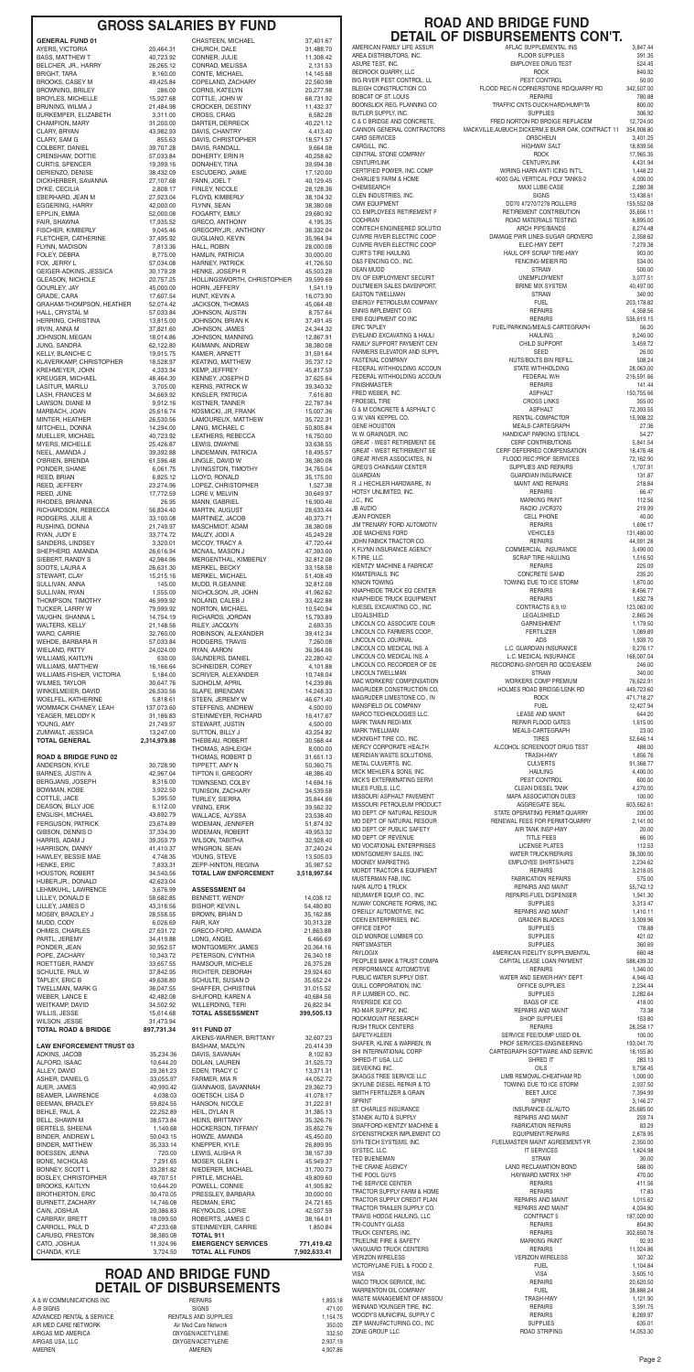# GROSS SALARIES BY FUND

| GENERAL FUND 01 | |
|---|---|
| AYERS, VICTORIA | 20,464.31 |
| BASS, MATTHEW T | 40,723.92 |
| BELCHER, JR., HARRY | 26,265.12 |
| BRIGHT, TARA | 8,160.00 |
| BROOKS, CASEY M | 49,425.84 |
| BROWNING, BRILEY | 286.00 |
| BROYLES, MICHELLE | 15,927.68 |
| BRUNING, WILMA J | 21,484.98 |
| BURKEMPER, ELIZABETH | 3,311.00 |
| CHAMPION, MARY | 31,200.00 |
| CLARY, BRYAN | 43,982.93 |
| CLARY, SAM G | 855.63 |
| COLBERT, DANIEL | 39,707.28 |
| CRENSHAW, DOTTIE | 57,033.84 |
| CURTIS, SPENCER | 19,399.16 |
| DERIENZO, DENISE | 38,432.09 |
| DICKHERBER, SAVANNA | 27,107.68 |
| DYKE, CECILIA | 2,808.17 |
| EBERHARD, JEAN M | 27,923.04 |
| EGGERING, HARRY | 42,000.00 |
| EPPLIN, EMMA | 52,000.08 |
| FAIR, SHAWNA | 17,935.52 |
| FISCHER, KIMBERLY | 9,045.46 |
| FLETCHER, CATHERINE | 37,495.92 |
| FLYNN, MADISON | 7,813.36 |
| FOLEY, DEBRA | 8,775.00 |
| FOX, JERRY L | 57,034.08 |
| GEIGER-ADKINS, JESSICA | 30,179.28 |
| GLEASON, NICHOLE | 20,757.25 |
| GOURLEY, JAY | 45,000.00 |
| GRADE, CARA | 17,607.54 |
| GRAHAM-THOMPSON, HEATHER | 52,074.42 |
| HALL, CRYSTAL M | 57,033.84 |
| HERRING, CHRISTINA | 13,815.00 |
| IRVIN, ANNA M | 37,821.60 |
| JOHNSON, MEGAN | 18,014.86 |
| JUNG, SANDRA | 62,122.80 |
| KELLY, BLANCHE C | 19,915.75 |
| KLAVERKAMP, CHRISTOPHER | 18,528.97 |
| KREHMEYER, JOHN | 4,333.34 |
| KREUGER, MICHAEL | 48,464.30 |
| LASITUR, MARILU | 3,705.00 |
| LASH, FRANCES M | 34,669.92 |
| LAWSON, DIANE M | 9,912.16 |
| MARBACH, JOAN | 25,616.74 |
| MINTER, HEATHER | 26,530.56 |
| MITCHELL, DONNA | 14,294.00 |
| MUELLER, MICHAEL | 40,723.92 |
| MYERS, MICHELLE | 25,426.87 |
| NEEL, AMANDA J | 39,392.88 |
| O'BRIEN, BRENDA | 61,596.48 |
| PONDER, SHANE | 6,061.75 |
| REED, BRIAN | 6,825.12 |
| REED, JEFFERY | 23,274.96 |
| REED, JUNE | 17,772.59 |
| RHODES, BRIANNA | 26.95 |
| RICHARDSON, REBECCA | 56,834.40 |
| RODGERS, JULIE A | 33,100.08 |
| RUSHING, DONNA | 21,749.97 |
| RYAN, JUDY E | 33,774.72 |
| SANDERS, LINDSEY | 3,320.01 |
| SHEPHERD, AMANDA | 26,616.94 |
| SIEBERT, RANDY S | 42,984.96 |
| SOOTS, LAURA A | 26,631.30 |
| STEWART, CLAY | 15,215.16 |
| SULLIVAN, ANNA | 145.00 |
| SULLIVAN, RYAN | 1,555.00 |
| THOMPSON, TIMOTHY | 46,999.92 |
| TUCKER, LARRY W | 79,999.92 |
| VAUGHN, SHANNA L | 14,754.19 |
| WALTERS, KELLY | 21,148.56 |
| WARD, CARRIE | 32,760.00 |
| WEHDE, BARBARA R | 57,033.84 |
| WIELAND, PATTY | 24,024.00 |
| WILLIAMS, KAITLYN | 630.00 |
| WILLIAMS, MATTHEW | 16,166.64 |
| WILLIAMS-FISHER, VICTORIA | 5,184.00 |
| WILMES, TAYLOR | 30,647.76 |
| WINKELMEIER, DAVID | 26,530.56 |
| WOELFEL, KATHERINE | 5,818.61 |
| WOMMACK CHANEY, LEAH | 137,073.60 |
| YEAGER, MELODY K | 31,186.83 |
| YOUNG, AMY | 21,749.97 |
| ZUMWALT, JESSICA | 13,247.00 |
| **TOTAL GENERAL** | **2,314,979.88** |

| ROAD & BRIDGE FUND 02 | |
|---|---|
| ANDERSON, KYLE | 30,728.90 |
| BARNES, JUSTIN A | 42,967.04 |
| BERGJANS, JOSEPH | 8,316.00 |
| BOWMAN, KOBE | 3,922.50 |
| COTTLE, JACE | 5,395.50 |
| DEASON, BILLY JOE | 6,112.00 |
| ENGLISH, MICHAEL | 43,892.79 |
| FERGUSON, PATRICK | 23,674.89 |
| GIBSON, DENNIS D | 37,334.30 |
| HARRIS, ADAM J | 39,359.79 |
| HARRISON, DANNY | 41,410.37 |
| HAWLEY, BESSIE MAE | 4,748.35 |
| HENKE, ERIC | 7,833.31 |
| HOUSTON, ROBERT | 34,540.56 |
| HUBER,JR., DONALD | 42,623.04 |
| LEHMKUHL, LAWRENCE | 3,676.99 |
| LILLEY, DONALD E | 58,682.85 |
| LILLEY, JAMES D | 43,318.56 |
| MOSBY, BRADLEY J | 28,558.55 |
| MUDD, CODY | 6,026.69 |
| OHMES, CHARLES | 27,631.72 |
| PARTL, JEREMY | 34,419.88 |
| PONDER, JEAN | 30,952.57 |
| POPE, ZACHARY | 10,343.72 |
| ROETTGER, RANDY | 33,657.55 |
| SCHULTE, PAUL W | 37,842.95 |
| TAPLEY, ERIC B | 49,638.80 |
| TWELLMAN, MARK G | 36,047.55 |
| WEBER, LANCE E | 42,482.08 |
| WEITKAMP, DAVID | 34,502.92 |
| WILLIS, JESSE | 15,614.68 |
| WILSON, JESSIE | 31,473.94 |
| **TOTAL ROAD & BRIDGE** | **897,731.34** |

| LAW ENFORCEMENT TRUST 03 | |
|---|---|
| ADKINS, JACOB | 35,234.36 |
| ALFORD, ISAAC | 10,644.20 |
| ALLEY, DAVID | 29,361.23 |
| ASHER, DANIEL G | 33,055.97 |
| AUER, JAMES | 40,990.42 |
| BEAMER, LAWRENCE | 4,038.03 |
| BEEMAN, BRADLEY | 59,824.55 |
| BEHLE, PAUL A | 22,252.89 |
| BELL, SHAWN M | 38,573.84 |
| BERTELS, SHEENA | 1,140.68 |
| BINDER, ANDREW L | 50,043.15 |
| BINDER, MATTHEW | 35,333.14 |
| BOESSEN, JENNA | 720.00 |
| BONE, NICHOLAS | 7,291.65 |
| BONNEY, SCOTT L | 33,281.82 |
| BOSLEY, CHRISTOPHER | 49,707.51 |
| BROOKS, KAITLYN | 10,644.20 |
| BROTHERTON, ERIC | 30,470.05 |
| BURNETT, ZACHARY | 14,746.08 |
| CAIN, JOSHUA | 20,386.83 |
| CARBRAY, BRETT | 18,099.50 |
| CARROLL, PAUL D | 47,233.68 |
| CARUSO, PRESTON | 38,380.08 |
| CATO, JOSHUA | 11,924.96 |
| CHANDA, KYLE | 3,724.50 |
| CHASTEEN, MICHAEL | 37,401.67 |
| CHURCH, DALE | 31,488.70 |
| CONNER, JULIE | 11,308.42 |
| CONRAD, MELISSA | 2,131.53 |
| CONTE, MICHAEL | 14,145.68 |
| COPELAND, ZACHARY | 22,560.98 |
| CORNS, KATELYN | 20,277.98 |
| COTTLE, JOHN W | 68,731.92 |
| CROCKER, DESTINY | 11,432.37 |
| CROSS, CRAIG | 6,382.28 |
| DARTER, DERRECK | 40,221.12 |
| DAVIS, CHANTRY | 4,413.40 |
| DAVIS, CHRISTOPHER | 18,571.57 |
| DAVIS, RANDALL | 9,664.08 |
| DOHERTY, ERIN R | 40,258.62 |
| DONAHEY, TINA | 39,409.96 |
| ESCUDERO, JAIME | 17,120.00 |
| FANN, JOEL T | 40,129.45 |
| FINLEY, NICOLE | 26,128.36 |
| FLOYD, KIMBERLY | 38,104.32 |
| FLYNN, SEAN | 38,380.08 |
| FOGARTY, EMILY | 29,680.92 |
| GRECO, ANTHONY | 4,195.35 |
| GREGORY,JR., ANTHONY | 38,332.04 |
| GUGLIANO, KEVIN | 35,964.94 |
| HALL, ROBIN | 28,000.08 |
| HAMLIN, PATRICIA | 30,000.00 |
| HARNEY, PATRICK | 41,726.50 |
| HENKE, JOSEPH R | 45,503.28 |
| HOLLINGSWORTH, CHRISTOPHER | 39,599.69 |
| HORN, JEFFERY | 1,541.19 |
| HUNT, KEVIN A | 16,073.90 |
| JACKSON, THOMAS | 45,064.48 |
| JOHNSON, AUSTIN | 8,757.64 |
| JOHNSON, BRIAN K | 37,491.45 |
| JOHNSON, JAMES | 24,344.32 |
| JOHNSON, MANNING | 12,867.91 |
| KAIMANN, ANDREW | 38,380.08 |
| KAMER, ARNETT | 31,591.64 |
| KEATING, MATTHEW | 35,737.12 |
| KEMP, JEFFREY | 45,817.59 |
| KENNEY, JOSEPH D | 37,625.64 |
| KERNS, PATRICK W | 39,340.32 |
| KINSLER, PATRICIA | 7,616.80 |
| KISTNER, TANNER | 22,787.94 |
| KOSMICKI, JR, FRANK | 15,007.36 |
| LAMOUREUX, MATTHEW | 35,722.31 |
| LANG, MICHAEL C | 50,805.84 |
| LEATHERS, REBECCA | 16,750.00 |
| LEWIS, DWAYNE | 33,638.55 |
| LINDEMANN, PATRICIA | 18,495.57 |
| LINGLE, DAVID W | 38,380.08 |
| LIVINGSTON, TIMOTHY | 34,765.04 |
| LLOYD, RONALD | 35,175.00 |
| LOPEZ, CHRISTOPHER | 1,527.38 |
| LORE V, MELVIN | 30,649.97 |
| MANN, GABRIEL | 16,900.46 |
| MARTIN, AUGUST | 28,633.44 |
| MARTINEZ, JACOB | 40,373.71 |
| MASCHMIDT, ADAM | 38,380.08 |
| MAUZY, JODI A | 45,249.28 |
| MCCOY, TRACY A | 47,720.44 |
| MCNAIL, MASON J | 47,393.00 |
| MERGENTHAL, KIMBERLY | 32,812.08 |
| MERKEL, BECKY | 33,158.58 |
| MERKEL, MICHAEL | 51,408.49 |
| MUDD, R.GEANINE | 32,812.08 |
| NICHOLSON, JR, JOHN | 41,962.62 |
| NOLAND, CALEB J | 33,422.88 |
| NORTON, MICHAEL | 10,540.94 |
| RICHARDS, JORDAN | 15,793.89 |
| RILEY, JACQLYN | 2,693.35 |
| ROBINSON, ALEXANDER | 39,412.34 |
| RODGERS, TRAVIS | 7,260.08 |
| RYAN, AARON | 36,964.06 |
| SAUNDERS, DANIEL | 22,280.42 |
| SCHNEIDER, COREY | 4,101.88 |
| SCRIVER, ALEXANDER | 10,748.04 |
| SJOHOLM, APRIL | 14,239.86 |
| SLAPE, BRENDAN | 14,248.33 |
| STEEN, JEREMY W | 46,671.40 |
| STEFFENS, ANDREW | 4,500.00 |
| STEINMEYER, RICHARD | 16,417.67 |
| STEWART, JUSTIN | 4,500.00 |
| SUTTON, BILLY J | 43,254.82 |
| THEBEAU, ROBERT | 30,568.44 |
| THOMAS, ASHLEIGH | 8,000.00 |
| THOMAS, ROBERT D | 31,651.13 |
| TIPPETT, AMY N | 50,360.75 |
| TIPTON II, GREGORY | 48,386.40 |
| TOWNSEND, COLBY | 14,604.16 |
| TUNISON, ZACHARY | 34,539.58 |
| TURLEY, SIERRA | 35,844.66 |
| VINING, ERIK | 39,562.32 |
| WALLACE, ALYSSA | 23,538.40 |
| WIDEMAN, JENNIFER | 51,874.92 |
| WIDEMAN, ROBERT | 49,953.32 |
| WILSON, TABITHA | 32,928.40 |
| WINGRON, SEAN | 37,240.24 |
| YOUNG, STEVE | 13,505.03 |
| ZEPP-HINTON, REGINA | 35,987.52 |
| **TOTAL LAW ENFORCEMENT** | **3,518,997.64** |

| ASSESSMENT 04 | |
|---|---|
| BENNETT, WENDY | 14,038.12 |
| BISHOP, KEVIN L | 54,480.80 |
| BROWN, BRIAN D | 35,162.88 |
| FAIR, KAY | 30,313.28 |
| GRECO-FORD, AMANDA | 21,663.88 |
| LONG, ANGEL | 6,466.69 |
| MONTGOMERY, JAMES | 20,364.16 |
| PETERSON, CYNTHIA | 26,340.18 |
| RAMSOUR, MICHELE | 26,375.28 |
| RICHTER, DEBORAH | 29,924.60 |
| SCHULTE, SUSAN D | 35,652.24 |
| SHAFFER, CHRISTINA | 31,015.52 |
| SHUFORD, KAREN A | 40,684.56 |
| WILLERDING, TERI | 26,822.94 |
| **TOTAL ASSESSMENT** | **399,505.13** |

| 911 FUND 07 | |
|---|---|
| AIKENS-WARNER, BRITTANY | 32,607.23 |
| BASHAM, MADLYN | 20,415.39 |
| DAVIS, SAVANAH | 8,102.63 |
| DOLAN, LAUREN | 31,525.73 |
| EDEN, TRACY C | 13,371.31 |
| FARMER, MIA R | 44,052.72 |
| GIANNAKIS, SAVANNAH | 29,362.73 |
| GOETSCH, LISA D | 41,078.17 |
| HANSON, NICOLE | 31,222.91 |
| HEIL, DYLAN R | 31,385.13 |
| HEINS, BRITTANY | 35,326.76 |
| HOCKERSON, TIFFANY | 35,852.76 |
| HOWZE, AMANDA | 45,450.00 |
| KNEPPER, KYLE | 26,899.95 |
| LEWIS, ALISHA R | 38,157.39 |
| MOSER, GLEN L | 45,949.37 |
| NIEDERER, MICHAEL | 31,760.73 |
| PIRTLE, MICHAEL | 49,809.60 |
| POWELL, CONNIE | 41,905.82 |
| PRESSLEY, BARBARA | 30,000.00 |
| REDMAN, ERIC | 24,721.65 |
| REYNOLDS, LORIE | 42,507.59 |
| ROBERTS, JAMES C | 38,164.01 |
| STEINMEYER, CARRIE | 1,850.84 |
| **TOTAL 911** | |
| **EMERGENCY SERVICES** | **771,419.42** |
| **TOTAL ALL FUNDS** | **7,902,633.41** |

# ROAD AND BRIDGE FUND DETAIL OF DISBURSEMENTS

| | | |
|---|---|---|
| A & W COMMUNICATIONS INC | REPAIRS | 1,893.18 |
| A-B SIGNS | SIGNS | 471.00 |
| ADVANCED RENTAL & SERVICE | RENTALS AND SUPPLIES | 1,154.75 |
| AIR MED CARE NETWORK | Air Med Care Network | 350.00 |
| AIRGAS MID AMERICA | OXYGEN/ACETYLENE | 332.50 |
| AIRGAS USA, LLC | OXYGEN/ACETYLENE | 2,937.19 |
| AMEREN | AMEREN | 4,907.86 |

# ROAD AND BRIDGE FUND DETAIL OF DISBURSEMENTS CON'T.

| | | |
|---|---|---|
| AMERICAN FAMILY LIFE ASSUR | AFLAC SUPPLEMENTAL INS | 3,847.44 |
| AREA DISTRIBUTORS, INC. | FLOOR SUPPLIES | 391.35 |
| ASURE TEST, INC. | EMPLOYEE DRUG TEST | 524.45 |
| BEDROCK QUARRY, LLC | ROCK | 840.92 |
| BIG RIVER PEST CONTROL, LL | PEST CONTROL | 50.00 |
| BLEIGH CONSTRUCTION CO. | FLOOD REC-N CORNERSTONE RD/QUARRY RD | 342,507.00 |
| BOBCAT OF ST. LOUIS | REPAIRS | 780.88 |
| BOONSLICK REG. PLANNING CO | TRAFFIC CNTS-DUCKHARD/HUMP/TA | 800.00 |
| BUTLER SUPPLY, INC. | SUPPLIES | 306.92 |
| C & C BRIDGE AND CONCRETE, | FRED NORTON RD BRIDGE REPLACEM | 12,724.00 |
| CANNON GENERAL CONTRACTORS | MACKVILLE,AUBUCH,DICKERM,E BURR OAK, CONTRACT 11 | 354,908.80 |
| CARD SERVICES | ORSCHELN | 3,401.25 |
| CARGILL, INC. | HIGHWAY SALT | 18,839.56 |
| CENTRAL STONE COMPANY | ROCK | 17,965.35 |
| CENTURYLINK | CENTURYLINK | 4,431.94 |
| CERTIFIED POWER, INC. COMP | WIRING HARN-ANTI ICING INT'L | 1,448.22 |
| CHARLIE'S FARM & HOME | 400 GAL VERTICAL POLY TANKS-2 | 4,000.00 |
| CHEMSEARCH | MAXI LUBE-CASE | 2,280.38 |
| CLEN INDUSTRIES, INC. | SIGNS | 13,438.61 |
| CMW EQUIPMENT | DD70 #7270/7278 ROLLERS | 159,552.08 |
| CO. EMPLOYEES RETIREMENT F | RETIREMENT CONTRIBUTION | 35,656.11 |
| COCHRAN | ROAD MATERIALS TESTING | 8,695.00 |
| CONTECH ENGINEERED SOLUTIO | ARCH PIPE/BANDS | 8,274.48 |
| CUIVRE RIVER ELECTRIC COOP | DAMAGE PWR LINES-SUGAR GROVERD | 2,358.62 |
| CUIVRE RIVER ELECTRIC COOP | ELEC-HWY DEPT | 7,279.38 |
| CURT'S TIRE HAULING | HAUL OFF SCRAP TIRE-HWY | 903.00 |
| D&S FENCING CO., INC. | FENCING-MEIER RD | 534.00 |
| DEAN MUDD | STRAW | 500.00 |
| DIV. OF EMPLOYMENT SECURIT | UNEMPLOYMENT | 3,077.51 |
| DULTMEIER SALES DAVENPORT, | BRINE MIX SYSTEM | 40,497.00 |
| EASTON TWELLMAN | STRAW | 340.00 |
| ENERGY PETROLEUM COMPANY | FUEL | 203,178.82 |
| ENNIS IMPLEMENT CO. | REPAIRS | 4,358.56 |
| ERB EQUIPMENT CO INC | REPAIRS | 536,619.15 |
| ERIC TAPLEY | FUEL/PARKING/MEALS-CARTEGRAPH | 56.20 |
| EVELAND EXCAVATING & HAULI | HAULING | 9,240.00 |
| FAMILY SUPPORT PAYMENT CEN | CHILD SUPPORT | 3,459.72 |
| FARMERS ELEVATOR AND SUPPL | SEED | 26.00 |
| FASTENAL COMPANY | NUTS/BOLTS BIN REFILL | 508.24 |
| FEDERAL WITHHOLDING ACCOUN | STATE WITHHOLDING | 26,063.00 |
| FEDERAL WITHHOLDING ACCOUN | FEDERAL W/H | 216,591.66 |
| FINISHMASTER | REPAIRS | 141.44 |
| FRED WEBER, INC. | ASPHALT | 150,755.66 |
| FROESEL TIRE | CROSS LINKS | 355.00 |
| G & M CONCRETE & ASPHALT C | ASPHALT | 72,393.55 |
| G.W. VAN KEPPEL CO. | RENTAL-COMPACTOR | 15,908.22 |
| GENE HOUSTON | MEALS-CARTEGRAPH | 27.36 |
| W. W. GRAINGER, INC. | HANDICAP PARKING STENCIL | 54.27 |
| GREAT - WEST RETIREMENT SE | CERF CONTRIBUTIONS | 5,841.54 |
| GREAT - WEST RETIREMENT SE | CERF DEFERRED COMPENSATION | 18,476.48 |
| GREAT RIVER ASSOCIATES, IN | FLOOD REC-PROF SERVICES | 72,162.90 |
| GREG'S CHAINSAW CENTER | SUPPLIES AND REPAIRS | 1,707.91 |
| GUARDIAN | GUARDIAN INSURANCE | 131.87 |
| R. J. HECHLER HARDWARE, IN | MAINT AND REPAIRS | 218.84 |
| HOTSY UNLIMITED, INC. | REPAIRS | 66.47 |
| J.C., INC. | MARKING PAINT | 112.56 |
| JB AUDIO | RADIO-JVCR370 | 219.99 |
| JEAN PONDER | CELL PHONE | 40.00 |
| JIM TRENARY FORD AUTOMOTIV | REPAIRS | 1,696.17 |
| JOE MACHENS FORD | VEHICLES | 131,480.00 |
| JOHN FABICK TRACTOR CO. | REPAIRS | 44,991.28 |
| K FLYNN INSURANCE AGENCY | COMMERCIAL INSURANCE | 3,490.00 |
| K-TIRE, LLC. | SCRAP TIRE HAULING | 1,516.50 |
| KIENTZY MACHINE & FABRICAT | REPAIRS | 225.09 |
| KIMATERIALS, INC | CONCRETE SAND | 235.20 |
| KINION TOWING | TOWING DUE TO ICE STORM | 1,870.00 |
| KNAPHEIDE TRUCK EQ CENTER | REPAIRS | 8,456.77 |
| KNAPHEIDE TRUCK EQUIPMENT | REPAIRS | 1,832.78 |
| KUESEL EXCAVATING CO., INC | CONTRACTS 8,9,10 | 123,083.00 |
| LEGALSHIELD | LEGALSHIELD | 2,865.26 |
| LINCOLN CO ASSOCIATE COUR | GARNISHMENT | 1,179.50 |
| LINCOLN CO. FARMERS COOP., | FERTILIZER | 1,089.89 |
| LINCOLN CO. JOURNAL | ADS | 1,939.70 |
| LINCOLN CO. MEDICAL INS. A | L.C. GUARDIAN INSURANCE | 9,276.17 |
| LINCOLN CO. MEDICAL INS. A | L.C. MEDICAL INSURANCE | 168,007.04 |
| LINCOLN CO. RECORDER OF DE | RECORDING-SNYDER RD QCD/EASEM | 246.00 |
| LINCOLN TWELLMAN | STRAW | 340.00 |
| MAC WORKERS' COMPENSATION | WORKERS COMP PREMIUM | 76,622.91 |
| MAGRUDER CONSTRUCTION CO, | HOLMES ROAD BRIDGE/LENK RD | 440,723.60 |
| MAGRUDER LIMESTONE CO., IN | ROCK | 471,718.27 |
| MANSFIELD OIL COMPANY | FUEL | 12,427.94 |
| MARCO TECHNOLOGIES LLC. | LEASE AND MAINT | 644.20 |
| MARK TWAIN REDI-MIX | REPAIR FLOOD GATES | 1,615.00 |
| MARK TWELLMAN | MEALS-CARTEGRAPH | 23.00 |
| MCKNIGHT TIRE CO., INC. | TIRES | 52,646.14 |
| MERCY CORPORATE HEALTH | ALCOHOL SCREEN/DOT DRUG TEST | 488.00 |
| MERIDIAN WASTE SOLUTIONS, | TRASH-HWY | 1,856.76 |
| METAL CULVERTS, INC. | CULVERTS | 91,368.77 |
| MICK MEHLER & SONS, INC. | HAULING | 4,400.00 |
| MICK'S EXTERMINATING SERVI | PEST CONTROL | 600.00 |
| MILES FUELS, LLC. | CLEAN DIESEL TANK | 4,270.00 |
| MISSOURI ASPHALT PAVEMENT | MAPA ASSOCIATION DUES | 100.00 |
| MISSOURI PETROLEUM PRODUCT | AGGREGATE SEAL | 603,562.61 |
| MO DEPT. OF NATURAL RESOUR | STATE OPERATING PERMIT-QUARRY | 200.00 |
| MO DEPT. OF NATURAL RESOUR | RENEWAL FEES FOR PERMIT-QUARRY | 2,141.00 |
| MO DEPT. OF PUBLIC SAFETY | AIR TANK INSP-HWY | 20.00 |
| MO DEPT. OF REVENUE | TITLE FEES | 66.00 |
| MO VOCATIONAL ENTERPRISES | LICENSE PLATES | 112.53 |
| MONTGOMERY SALES, INC. | WATER TRUCK/REPAIRS | 38,300.00 |
| MOONEY MARKETING | EMPLOYEE SHIRTS/HATS | 2,234.62 |
| MORDT TRACTOR & EQUIPMENT | REPAIRS | 3,219.05 |
| MUSTERMAN FAB, INC. | FABRICATION REPAIRS | 575.00 |
| NAPA AUTO & TRUCK | REPAIRS AND MAINT | 55,742.12 |
| NEUMAYER EQUIP. CO., INC. | REPAIRS-FUEL DISPENSER | 1,941.30 |
| NUWAY CONCRETE FORMS, INC. | SUPPLIES | 3,313.47 |
| O'REILLY AUTOMOTIVE, INC. | REPAIRS AND MAINT | 1,410.11 |
| ODEN ENTERPRISES, INC. | GRADER BLADES | 3,309.96 |
| OFFICE DEPOT | SUPPLIES | 178.88 |
| OLD MONROE LUMBER CO. | SUPPLIES | 421.02 |
| PARTSMASTER | SUPPLIES | 360.69 |
| PAYLOGIX | AMERICAN FIDELITY SUPPLEMENTAL | 660.48 |
| PEOPLES BANK & TRUST COMPA | CAPITAL LEASE LOAN PAYMENT | 588,439.32 |
| PERFORMANCE AUTOMOTIVE | REPAIRS | 1,340.00 |
| PUBLIC WATER SUPPLY DIST. | WATER AND SEWER-HWY DEPT | 4,946.43 |
| QUILL CORPORATION, INC. | OFFICE SUPPLIES | 2,234.44 |
| R.P. LUMBER CO., INC. | SUPPLIES | 2,282.64 |
| RIVERSIDE ICE CO. | BAGS OF ICE | 418.00 |
| RO-MAR SUPPLY, INC. | REPAIRS AND MAINT | 73.38 |
| ROCKMOUNT RESEARCH | SHOP SUPPLIES | 153.80 |
| RUSH TRUCK CENTERS | REPAIRS | 28,258.17 |
| SAFETY-KLEEN | SERVICE FEE/DUMP USED OIL | 100.00 |
| SHAFER, KLINE & WARREN, IN | PROF SERVICES-ENGINEERING | 193,041.70 |
| SHI INTERNATIONAL CORP | CARTEGRAPH SOFTWARE AND SERVIC | 18,155.80 |
| SHRED-IT USA, LLC | SHRED IT | 283.13 |
| SIEVEKING INC. | OILS | 9,758.45 |
| SKAGGS TREE SERVICE LLC | LIMB REMOVAL-CHEATHAM RD | 1,000.00 |
| SKYLINE DIESEL REPAIR & TO | TOWING DUE TO ICE STORM | 2,937.50 |
| SMITH FERTILIZER & GRAIN | BEET JUICE | 7,394.99 |
| SPRINT | SPRINT | 3,146.27 |
| ST. CHARLES INSURANCE | INSURANCE-GL/AUTO | 25,685.00 |
| STANEK AUTO & SUPPLY | REPAIRS AND MAINT | 259.74 |
| SWAFFORD-KIENTZY MACHINE & | FABRICATION REPAIRS | 83.29 |
| SYDENSTRICKER IMPLEMENT CO | EQUIPMENT/REPAIRS | 2,878.95 |
| SYN-TECH SYSTEMS, INC. | FUELMASTER MAINT AGREEMENT-YR | 2,350.00 |
| SYSTEC, LLC. | IT SERVICES | 1,824.98 |
| TED BUENEMAN | STRAW | 30.00 |
| THE CRANE AGENCY | LAND RECLAMATION BOND | 588.00 |
| THE POOL GUYS | HAYWARD MATRIX 1HP | 470.00 |
| THE SERVICE CENTER | REPAIRS | 411.56 |
| TRACTOR SUPPLY FARM & HOME | REPAIRS | 17.83 |
| TRACTOR SUPPLY CREDIT PLAN | REPAIRS AND MAINT | 1,015.62 |
| TRACTOR TRAILER SUPPLY CO. | REPAIRS AND MAINT | 4,034.80 |
| TRAVIS HODGE HAULING, LLC | CONTRACT 5 | 187,020.00 |
| TRI-COUNTY GLASS | REPAIRS | 804.80 |
| TRUCK CENTERS, INC. | REPAIRS | 302,650.78 |
| TRUELINE FIRE & SAFETY | MARKING PAINT | 92.93 |
| VANGUARD TRUCK CENTERS | REPAIRS | 11,924.86 |
| VERIZON WIRELESS | VERIZON WIRELESS | 307.32 |
| VICTORYLANE FUEL & FOOD 2, | FUEL | 1,104.84 |
| VISA | VISA | 3,605.10 |
| WACO TRUCK SERVICE, INC. | REPAIRS | 20,620.50 |
| WARRENTON OIL COMPANY | FUEL | 38,688.24 |
| WASTE MANAGEMENT OF MISSOU | TRASH-HWY | 1,121.90 |
| WEINAND YOUNGER TIRE, INC. | REPAIRS | 3,391.75 |
| WOODY'S MUNICIPAL SUPPLY C | REPAIRS | 8,269.97 |
| ZEP MANUFACTURING CO., INC | SUPPLIES | 635.01 |
| ZONE GROUP LLC | ROAD STRIPING | 14,053.30 |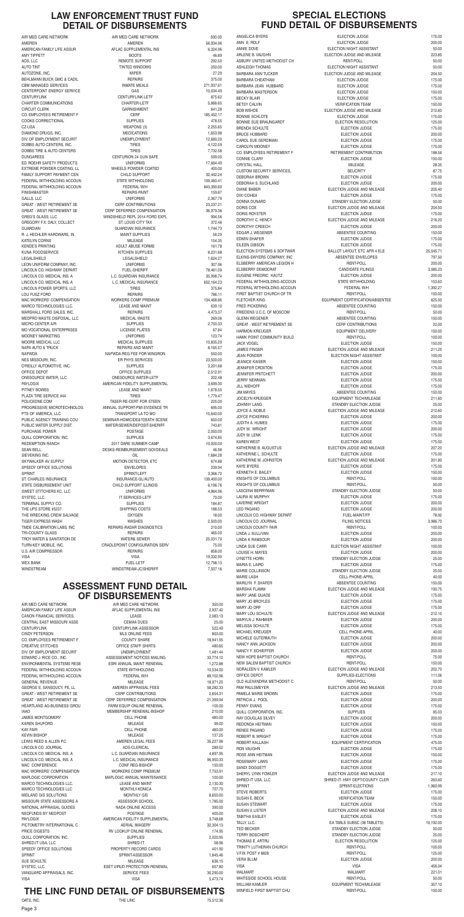## LAW ENFORCEMENT TRUST FUND DETAIL OF DISBURSEMENTS

| | | |
|---|---|---|
| AIR MED CARE NETWORK | AIR MED CARE NETWORK | 500.00 |
| AMEREN | AMEREN | 56,934.96 |
| AMERICAN FAMILY LIFE ASSUR | AFLAC SUPPLEMENTAL INS | 6,324.96 |
| AMY TIPPETT | BOOTS | 46.89 |
| AOS, LLC | REMOTE SUPPORT | 292.50 |
| AUTO TINT | TINTED WINDOWS | 250.00 |
| AUTOZONE, INC. | WIPER | 27.29 |
| BEHLMANN BUICK GMC & CADIL | REPAIRS | 375.00 |
| CBM MANAGED SERVICES | INMATE MEALS | 271,937.61 |
| CENTERPOINT ENERGY SERVICE | GAS | 10,034.49 |
| CENTURYLINK | CENTURYLINK-LETF | 875.62 |
| CHARTER COMMUNICATIONS | CHARTER-LETF | 5,866.65 |
| CIRCUIT CLERK | GARNISHMENT | 641.28 |
| CO. EMPLOYEES RETIREMENT F | CERF | 185,452.17 |
| COOKS CORRECTIONAL | SUPPLIES | 478.55 |
| CZ-USA | WEAPONS (3) | 2,255.65 |
| DIAMOND DRUGS, INC. | MEDICATIONS | 1,653.98 |
| DIV. OF EMPLOYMENT SECURIT | UNEMPLOYMENT | 12,680.20 |
| DOBBS AUTO CENTERS, INC. | TIRES | 4,122.59 |
| DOBBS TIRE & AUTO CENTERS | TIRES | 7,732.58 |
| DUNGAREES | CENTURION 24 GUN SAFE | 599.00 |
| ED. ROEHR SAFETY PRODUCTS | UNIFORMS | 17,664.49 |
| EXTREME POWDER COATING, LL | WHEELS POWDER COATED | 400.00 |
| FAMILY SUPPORT PAYMENT CEN | CHILD SUPPORT | 32,442.24 |
| FEDERAL WITHHOLDING ACCOUN | STATE WITHHOLDING | 109,460.41 |
| FEDERAL WITHHOLDING ACCOUN | FEDERAL W/H | 843,390.60 |
| FINISHMASTER | REPAIRS-PAINT | 159.87 |
| GALLS, LLC | UNIFORMS | 2,367.70 |
| GREAT - WEST RETIREMENT SE | CERF CONTRIBUTIONS | 23,237.21 |
| GREAT - WEST RETIREMENT SE | CERF DEFERRED COMPENSATION | 36,979.36 |
| GREG'S GLASS, LLC | WINDSHIELD REPL 2014 FORD EXPL | 994.56 |
| GREGORY F.X. DALY, COLLECT | ST. LOUIS CITY TAX | 372.46 |
| GUARDIAN | GUARDIAN INSURANCE | 1,744.73 |
| R. J. HECHLER HARDWARE, IN | MAINT SUPPLIES | 56.29 |
| KATELYN CORNS | MILEAGE | 154.35 |
| KENDE'S PRINTING | ADULT ABUSE FORMS | 161.78 |
| KUNA FOODSERVICE | KITCHEN SUPPLIES | 8,231.68 |
| LEGALSHIELD | LEGALSHIELD | 1,624.27 |
| LEON UNIFORM COMPANY, INC. | UNIFORMS | 307.96 |
| LINCOLN CO. HIGHWAY DEPART | FUEL-SHERIFF | 78,461.09 |
| LINCOLN CO. MEDICAL INS. A | L.C. GUARDIAN INSURANCE | 35,998.74 |
| LINCOLN CO. MEDICAL INS. A | L.C. MEDICAL INSURANCE | 652,164.23 |
| LINCOLN POWER SPORTS, LLC | TIRES | 375.84 |
| LOU FUSZ FORD | REPAIRS | 786.11 |
| MAC WORKERS' COMPENSATION | WORKERS COMP PREMIUM | 134,468.86 |
| MARCO TECHNOLOGIES LLC. | LEASE AND MAINT | 639.10 |
| MARSHALL FORD SALES, INC. | REPAIRS | 4,473.37 |
| MEDPRO WASTE DISPOSAL, LLC | MEDICAL WASTE | 269.06 |
| MICRO CENTER A/R | SUPPLIES | 2,750.33 |
| MO VOCATIONAL ENTERPRISES | LICENSE PLATES | 67.84 |
| MOONEY MARKETING | UNIFORMS | 123.74 |
| MOORE MEDICAL LLC | MEDICAL SUPPLIES | 10,835.29 |
| NAPA AUTO & TRUCK | REPAIRS AND MAINT | 8,165.57 |
| NAPWDA | NAPWDA-REG FEE FOR WINGRON | 550.00 |
| NES MISSOURI, INC. | ER PHYS SERVICES | 23,500.00 |
| O'REILLY AUTOMOTIVE, INC. | SUPPLIES | 3,201.68 |
| OFFICE DEPOT | OFFICE SUPPLIES | 2,512.91 |
| ONESOURCE WATER, LLC | ONESOURCE WATER-LETF | 202.48 |
| PAYLOGIX | AMERICAN FIDELITY SUPPLEMENTAL | 3,699.30 |
| PITNEY BOWES | LEASE AND MAINT | 1,678.50 |
| PLAZA TIRE SERVICE #44 | TIRES | 1,779.47 |
| POLICEONE.COM | TASER RE-CERT FOR STEEN | 225.00 |
| PROGRESSIVE MICROTECHNOLOG | ANNUAL SUPPORT-PMI EVIDENCE TR | 695.00 |
| PTS OF AMERICA, LLC | TRANSPORT LA TO MO | 15,640.00 |
| PUBLIC AGENCY TRAINING COU | SEMINAR-HOMICIDE&?DEATH SCENE | 650.00 |
| PUBLIC WATER SUPPLY DIST. | WATER/SEWER/DEPOSIT-SHERIFF | 743.81 |
| PURCHASE POWER | POSTAGE | 2,050.00 |
| QUILL CORPORATION, INC. | SUPPLIES | 3,674.85 |
| REDEMPTION RANCH | 2017 DARE SUMMER CAMP | 10,000.00 |
| SEAN BELL | DESKS-REIMBURSEMENT GOVDEALS | 46.98 |
| SIEVEKING INC. | OIL | 1,684.28 |
| SKYWALKER AV SUPPLY | MOTION DETECTOR, ETC | 674.88 |
| SPEEDY OFFICE SOLUTIONS | ENVELOPES | 239.94 |
| SPRINT | SPRINT-LEFT | 3,366.72 |
| ST. CHARLES INSURANCE | INSURANCE-GL/AUTO | 139,400.00 |
| STATE DISBURSEMENT UNIT | CHILD SUPPORT ILLINOIS | 6,196.76 |
| SWEET STITCHERS KC, LLC | UNIFORMS | 4,964.96 |
| SYSTEC, LLC. | IT SERVICES-LETF | 70.00 |
| TERMINAL SUPPLY CO. | SUPPLIES | 184.87 |
| THE UPS STORE #5237 | SHIPPING COSTS | 188.53 |
| THE WRECKING CREW SALVAGE | OXYGEN | 18.00 |
| TIGER EXPRESS WASH | WASHES | 2,500.00 |
| TMDE CALIBRATION LABS, INC | REPAIRS-RADAR DIAGNOSTICS | 210.00 |
| TRI-COUNTY GLASS | REPAIRS | 465.00 |
| TROY WATER & SANITATION DE | WATER& SEWER | 25,031.70 |
| TURN-KEY MOBILE, INC. | CRADLEPOINT CONFIGURATION SERV | 75.00 |
| U.S. AIR COMPRESSOR | REPAIRS | 858.00 |
| VISA | VISA | 19,332.90 |
| WEX BANK | FUEL-LETF | 12,798.13 |
| WINDSTREAM | WINDSTREAM-JC/SHERIFF | 7,507.16 |

## ASSESSMENT FUND DETAIL OF DISBURSEMENTS

| | | |
|---|---|---|
| AIR MED CARE NETWORK | AIR MED CARE NETWORK | 350.00 |
| AMERICAN FAMILY LIFE ASSUR | AFLAC SUPPLEMENTAL INS | 2,937.42 |
| CANON FINANCIAL SERVICES, | LEASE | 2,083.13 |
| CENTRAL EAST MISSOURI ASSE | CEMAA DUES | 25.00 |
| CENTURYLINK | CENTURYLINK-ASSESSOR | 522.49 |
| CINDY PETERSON | MLS ONLINE FEES | 803.00 |
| CO. EMPLOYEES RETIREMENT F | COUNTY SHARE | 18,941.35 |
| CREATIVE STITCHES | OFFICE STAFF SHIRTS | 480.65 |
| DIV. OF EMPLOYMENT SECURIT | UNEMPLOYMENT | 1,481.44 |
| EDWARD J. RICE CO., INC. | ASSESSEMENT NOTICES MAILING | 33,774.12 |
| ENVIRONMENTAL SYSTEMS RESE | ESRI ANNUAL MAINT RENEWAL | 1,272.88 |
| FEDERAL WITHHOLDING ACCOUN | STATE WITHHOLDING | 10,534.00 |
| FEDERAL WITHHOLDING ACCOUN | FEDERAL W/H | 89,102.96 |
| GENERAL REVENUE | MILEAGE | 18,971.25 |
| GEORGE E. SANSOUCY, PE, LL | AMEREN APPRAISAL FEES | 58,282.33 |
| GREAT - WEST RETIREMENT SE | CERF CONTRIBUTIONS | 2,654.31 |
| GREAT - WEST RETIREMENT SE | CERF DEFERRED COMPENSATION | 21,399.94 |
| HEARTLAND AG-BUSINESS GROU | FARM EQUIP ONLINE RENEWAL | 105.00 |
| IAAO | MEMBERSHIP RENEWAL-BISHOP | 210.00 |
| JAMES MONTGOMERY | CELL PHONE | 480.00 |
| KAREN SHUFORD | MILEAGE | 99.00 |
| KAY FAIR | CELL PHONE | 480.00 |
| KEVIN BISHOP | MILEAGE | 137.25 |
| LEWIS REED & ALLEN P.C. | AMEREN LEGAL FEES | 35,227.96 |
| LINCOLN CO. JOURNAL | ADS-CLERICAL | 289.52 |
| LINCOLN CO. MEDICAL INS. A | L.C. GUARDIAN INSURANCE | 4,897.95 |
| LINCOLN CO. MEDICAL INS. A | L.C. MEDICAL INSURANCE | 96,950.33 |
| MAC CONFERENCE | CONF REG-BISHOP | 150.00 |
| MAC WORKERS' COMPENSATION | WORKERS COMP PREMIUM | 7,753.91 |
| MAPLOGIC CORPORATION | MAPLOGIC ANNUAL MAINTENANCE | 100.00 |
| MARCO TECHNOLOGIES LLC. | LEASE AND MAINT | 2,130.30 |
| MARCO TECHNOLOGIES LLC | MONTHLY-KONICA | 707.70 |
| MIDLAND GIS SOLUTIONS | MONTHLY GIS | 8,650.00 |
| MISSOURI STATE ASSESSORS A | ASSESSOR SCHOOL | 1,785.00 |
| NATIONAL APPRAISAL GUIDES | NADA ONLINE ACCESS | 390.00 |
| NEOFUNDS BY NEOPOST | POSTAGE | 400.00 |
| PAYLOGIX | AMERICAN FIDELITY SUPPLEMENTAL | 3,748.68 |
| PICTOMETRY INTERNATIONAL C | AERIAL IMAGERY | 32,304.13 |
| PRICE DIGESTS | RV LOOKUP ONLINE RENEWAL | 174.95 |
| QUILL CORPORATION, INC. | SUPPLIES | 2,020.95 |
| SHRED-IT USA, LLC | SHRED-IT | 58.96 |
| SPEEDY OFFICE SOLUTIONS | PROPERTY RECORD CARDS | 401.90 |
| SPRINT | SPRINT-ASSESSOR | 1,845.46 |
| SUE SCHULTE | MILEAGE | 636.15 |
| SYSTEC, LLC. | ESET VIRUD PROTECTION RENEWAL | 657.80 |
| VANGUARD APPRAISALS, INC. | SERVICE FEES | 30,290.00 |
| VISA | VISA | 5,473.74 |

## THE LINC FUND DETAIL OF DISBURSEMENTS

| | | |
|---|---|---|
| OATS, INC. | THE LINC | 75,512.36 |

## SPECIAL ELECTIONS FUND DETAIL OF DISBURSEMENTS

| | | |
|---|---|---|
| ANGELICA BYERS | ELECTION JUDGE | 175.00 |
| ANN E. ROLF | ELECTION JUDGE | 200.00 |
| ANNIE DOVE | ELECTION NIGHT ASSISTANT | 50.00 |
| ARLENE B. VAUGHN | ELECTION JUDGE AND MILEAGE | 223.85 |
| ASBURY UNITED METHODIST CH | RENT-POLL | 50.00 |
| ASHLEIGH THOMAS | ELECTION NIGHT ASSISTANT | 50.00 |
| BARBARA ANN TUCKER | ELECTION JUDGE AND MILEAGE | 204.50 |
| BARBARA CHEATHAM | ELECTION JUDGE | 175.00 |
| BARBARA JEAN HUBBARD | ELECTION JUDGE | 175.00 |
| BARBARA MASTERSON | ELECTION JUDGE | 150.00 |
| BECKY BLAIR | ELECTION JUDGE | 175.00 |
| BETSY CALVIN | VERIFICATION TEAM | 150.00 |
| BOB WEHDE | ELECTION JUDGE AND MILEAGE | 212.60 |
| BONNIE SCHLOTE | ELECTION JUDGE | 175.00 |
| BONNIE SUE BRAUNGARDT | ELECTION RESOLUTION | 125.00 |
| BRENDA SCHULTE | ELECTION JUDGE | 175.00 |
| BRUCE HUBBARD | ELECTION JUDGE | 200.00 |
| CAROL SUE GERDIMAN | ELECTION JUDGE | 175.00 |
| CAROLYN MOONEY | ELECTION JUDGE | 175.00 |
| CO. EMPLOYEES RETIREMENT F | RETIREMENT CONTRIBUTION | 188.56 |
| CONNIE CLARY | ELECTION JUDGE | 150.00 |
| CRYSTAL HALL | MILEAGE | 28.35 |
| CUSTOM SECURITY SERVICES, | SECURITY | 87.75 |
| DEBORAH BROWN | ELECTION JUDGE | 175.00 |
| DEBORAH S. SUCHLAND | ELECTION JUDGE | 200.00 |
| DIANE BABER | ELECTION JUDGE AND MILEAGE | 205.40 |
| DIXI COHEA | ELECTION JUDGE | 175.00 |
| DONNA DUNARD | STANDBY ELECTION JUDGE | 50.00 |
| DORIS COX | ELECTION JUDGE AND MILEAGE | 204.50 |
| DORIS ROYSTER | ELECTION JUDGE | 175.00 |
| DOROTHY C. HENCY | ELECTION JUDGE AND MILEAGE | 216.20 |
| DOROTHY CREECH | ELECTION JUDGE | 200.00 |
| EDGAR J. WEGENER | ABSENTEE COUNTING | 150.00 |
| EDWIN SHAFER | ELECTION JUDGE | 175.00 |
| EILEEN GIBSON | ELECTION JUDGE | 175.00 |
| ELECTION SYSTEMS & SOFTWAR | BALLOT LAYOUT, ETC APR 4 ELE | 25,045.71 |
| ELKINS-SWYERS COMPANY, INC | ABSENTEE ENVELOPES | 797.50 |
| ELSBERRY AMERICAN LEGION H | RENT-POLL | 200.00 |
| ELSBERRY DEMOCRAT | CANDIDATE FILINGS | 3,085.23 |
| EUGENE FREDRIC KAUTZ | ELECTION JUDGE | 200.00 |
| FEDERAL WITHHOLDING ACCOUN | STATE WITHHOLDING | 153.63 |
| FEDERAL WITHHOLDING ACCOUN | FEDERAL W/H | 1,392.27 |
| FIRST BAPTIST CHURCH OF TR | RENT-POLL | 150.00 |
| FLETCHER KING | EQUIPMENT CERTIFICATION/ABSENTEE | 625.00 |
| FRED PICKERING | ABSENTEE COUNTING | 150.00 |
| FRIEDENS U.C.C. OF MOSCOW | RENT-POLL | 50.00 |
| GLENN WEGENER | ABSENTEE COUNTING | 150.00 |
| GREAT - WEST RETIREMENT SE | CERF CONTRIBUTIONS | 22.00 |
| HARMON KREUGER | EQUIPMENT DELIVERY | 150.00 |
| HAWK POINT COMMUNITY BUILD | RENT-POLL | 100.00 |
| JACK VOGEL | ELECTION JUDGE | 150.00 |
| JAMES FINGER | ELECTION JUDGE AND MILEAGE | 211.25 |
| JEAN PONDER | ELECTION NIGHT ASSISTANT | 100.00 |
| JEANICE KAISER | ELECTION JUDGE | 150.00 |
| JENNIFER CROXTON | ELECTION JUDGE | 175.00 |
| JENNIFER PRITCHETT | ELECTION JUDGE | 200.00 |
| JERRY NEWMAN | ELECTION JUDGE | 175.00 |
| JILL NIEHOFF | ELECTION JUDGE | 175.00 |
| JIM MAYES | ABSENTEE COUNTING | 150.00 |
| JOCELYN KRUEGER | EQUIPMENT TECH/MILEAGE | 211.60 |
| JOHNNY LANG | STANDBY ELECTION JUDGE | 25.00 |
| JOYCE A. NOBLE | ELECTION JUDGE AND MILEAGE | 212.60 |
| JOYCE PICKERING | ELECTION JUDGE | 200.00 |
| JUDITH A. HUMES | ELECTION JUDGE | 175.00 |
| JUDY M. WRIGHT | ELECTION JUDGE | 200.00 |
| JUDY M. LENK | ELECTION JUDGE | 175.00 |
| KAREN WEST | ELECTION JUDGE | 175.00 |
| KATHERINE B. AUGUSTUS | ELECTION JUDGE AND MILEAGE | 207.20 |
| KATHERINE L. SCHULTE | ELECTION JUDGE | 175.00 |
| KATHERINE M. JOHNSTON | ELECTION JUDGE AND MILEAGE | 201.80 |
| KAYE BYERS | ELECTION JUDGE | 175.00 |
| KENNETH E. BAILEY | ELECTION JUDGE | 150.00 |
| KNIGHTS OF COLUMBUS | RENT-POLL | 100.00 |
| KNIGHTS OF COLUMBUS | RENT-POLL | 50.00 |
| LASCENA BERRYMAN | STANDBY ELECTION JUDGE | 50.00 |
| LAURA W. MURPHY | ELECTION JUDGE | 175.00 |
| LAVERNE WRIGHT | ELECTION JUDGE | 200.00 |
| LEO PAGANO | ELECTION JUDGE | 200.00 |
| LINCOLN CO. HIGHWAY DEPART | FUEL-MAINT/FP | 78.92 |
| LINCOLN CO. JOURNAL | FILING NOTICES | 3,986.70 |
| LINCOLN COUNTY FAIR | RENT-POLL | 100.00 |
| LINDA J. SULLIVAN | ELECTION JUDGE | 200.00 |
| LINDA K RAMSOUR | ELECTION JUDGE | 200.00 |
| LINDA SUE CARR | ELECTION NIGHT ASSISTANT | 100.00 |
| LOUISE H. MAYES | ELECTION JUDGE | 200.00 |
| LYNETTE HORN | STANDBY ELECTION JUDGE | 25.00 |
| MARIA E. LAIRD | ELECTION JUDGE | 175.00 |
| MARIE COLLINSON | STANDBY ELECTION JUDGE | 25.00 |
| MARIE LASH | CELL PHONE-APRIL | 40.00 |
| MARILYN F. SHAFER | ABSENTEE COUNTING | 150.00 |
| MARSHA FLAMM | ELECTION JUDGE AND MILEAGE | 190.75 |
| MARY JANE QUADE | ELECTION JUDGE | 175.00 |
| MARY JO BROYLES | ELECTION JUDGE | 175.00 |
| MARY JO ORF | ELECTION JUDGE | 175.00 |
| MARY LOU SCHULTE | ELECTION JUDGE AND MILEAGE | 212.15 |
| MARYLN J. RAHMIER | ELECTION JUDGE | 200.00 |
| MELISSA SCHULTE | ELECTION JUDGE | 175.00 |
| MICHAEL KREUGER | CELL PHONE-APRIL | 40.00 |
| MICHELE GUTERMUTH | ELECTION JUDGE | 200.00 |
| NANCY ANN JACKSON | ELECTION JUDGE | 200.00 |
| NANCY F. SCHIEFFER | ELECTION JUDGE | 200.00 |
| NEW HOPE BAPTIST CHURCH | RENT-POLL | 75.00 |
| NEW SALEM BAPTIST CHURCH | RENT-POLL | 150.00 |
| NORALEEN V. KAMLER | ELECTION JUDGE AND MILEAGE | 202.70 |
| OFFICE DEPOT | SUPPLIES-ELECTIONS | 111.06 |
| OLD ALEXANDRIA METHODIST C | RENT-POLL | 50.00 |
| PAM PAULSMEYER | ELECTION JUDGE AND MILEAGE | 213.50 |
| PAMELA MARIE BROWN | ELECTION JUDGE | 175.00 |
| PATRICIA J. POOL | ELECTION JUDGE | 200.00 |
| PENNY EVANS | ELECTION JUDGE | 175.00 |
| QUILL CORPORATION, INC. | SUPPLIES | 85.03 |
| RAY DOUGLAS SILVEY | ELECTION JUDGE | 200.00 |
| REDONDA HEITMAN | ELECTION JUDGE | 150.00 |
| RENEE PAGANO | ELECTION JUDGE | 175.00 |
| ROBERT B. WRIGHT | ELECTION JUDGE | 175.00 |
| ROBERT KALLASH | EQUIPMENT CERTIFICATION | 475.00 |
| RON VAUGHN | ELECTION JUDGE | 175.00 |
| ROSE ANN HEITMAN | ELECTION JUDGE | 150.00 |
| ROSEMARY LAWS | ELECTION JUDGE | 175.00 |
| SANDI DOGGETT | ELECTION JUDGE | 175.00 |
| SHERYL LYNN FOWLER | ELECTION JUDGE AND MILEAGE | 217.10 |
| SHRED-IT USA, LLC | SHRED-IT- HWY DEPT/COUNTY CLER | 263.60 |
| SPRINT | SPRINT-ELECTIONS | 1,960.99 |
| STEVE ROBERTS | ELECTION JUDGE | 175.00 |
| SUSAN E. BECK | VERIFICATION TEAM | 150.00 |
| SUSAN STEWART | ELECTION JUDGE | 175.00 |
| SUSAN V. LISTER | ELECTION JUDGE AND MILEAGE | 208.10 |
| TABITHA EASLEY | ELECTION JUDGE | 175.00 |
| TALLY, LLC. | EA TABLE SUBSC (38 TABLETS) | 10,192.00 |
| TED BECKER | STANDBY ELECTION JUDGE | 50.00 |
| TERRY BOSCHERT | STANDBY ELECTION JUDGE | 25.00 |
| THOMAS E. ARTRU | ELECTION RESOLUTION | 125.00 |
| TRINITY LUTHERAN CHURCH | RENT-POLL | 100.00 |
| V.F.W. POST # 8828 | RENT-POLL | 125.00 |
| VERA BLUM | ELECTION JUDGE | 200.00 |
| VISA | VISA | 456.04 |
| WALMART | WALMART | 221.01 |
| WHITESIDE SCHOOL HOUSE | RENT-POLL | 50.00 |
| WILLIAM KAMLER | EQUIPMENT TECH/MILEAGE | 357.10 |
| WINFIELD FIRST BAPTIST CHU | RENT-POLL | 100.00 |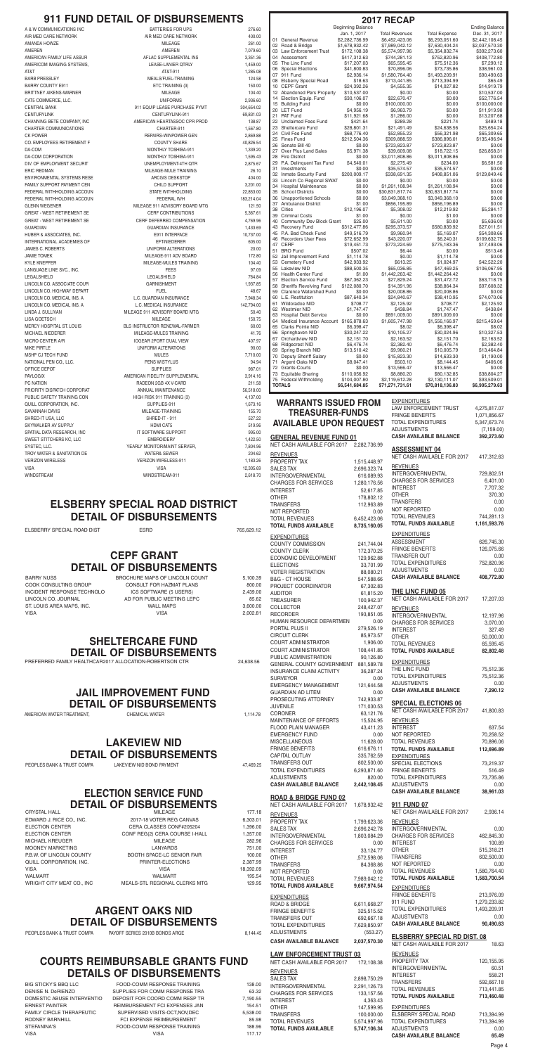# 911 FUND DETAIL OF DISBURSEMENTS

| | | |
|---|---|---|
| A & W COMMUNICATIONS INC | BATTERIES FOR UPS | 276.60 |
| AIR MED CARE NETWORK | AIR MED CARE NETWORK | 400.00 |
| AMANDA HOWZE | MILEAGE | 261.00 |
| AMEREN | AMEREN | 7,079.60 |
| AMERICAN FAMILY LIFE ASSUR | AFLAC SUPPLEMENTAL INS | 3,551.36 |
| AMERICOM IMAGING SYSTEMS, | LEASE-LANIER QTRLY | 1,459.00 |
| AT&T | AT&T-911 | 1,285.08 |
| BARB PRESSLEY | MEALS/FUEL-TRAINING | 124.58 |
| BARRY COUNTY E911 | ETC TRAINING (3) | 150.00 |
| BRITTNEY AIKENS-WARNER | MILEAGE | 104.40 |
| CATS COMMERCE, LLC. | UNIFORMS | 2,936.60 |
| CENTRAL BANK | 911 EQUIP LEASE PURCHASE PYMT | 304,654.02 |
| CENTURYLINK | CENTURYLINK-911 | 69,831.03 |
| CHANNING BETE COMPANY, INC | AMERICAN HEARTASSOC CPR PROD | 138.87 |
| CHARTER COMMUNICATIONS | CHARTER-911 | 1,567.80 |
| CK POWER | REPAIRS-WINPOWER GEN | 2,869.88 |
| CO. EMPLOYEES RETIREMENT F | COUNTY SHARE | 40,826.54 |
| DA-COM | MONTHLY TOSHIBA-911 | 1,339.20 |
| DA-COM CORPORATION | MONTHLY TOSHIBA-911 | 1,595.43 |
| DIV. OF EMPLOYMENT SECURIT | UNEMPLOYMENT-4TH QTR | 2,875.67 |
| ERIC REDMAN | MILEAGE-MULE TRAINING | 26.10 |
| ENVIRONMENTAL SYSTEMS RESE | ARCGIS DESKTOP | 404.00 |
| FAMILY SUPPORT PAYMENT CEN | CHILD SUPPORT | 3,201.36 |
| FEDERAL WITHHOLDING ACCOUN | STATE WITHHOLDING | 22,853.00 |
| FEDERAL WITHHOLDING ACCOUN | FEDERAL W/H | 183,214.01 |
| GLENN WEGENER | MILEAGE 911 ADVISORY BOARD MTG | 121.50 |
| GREAT - WEST RETIREMENT SE | CERF CONTRIBUTIONS | 5,367.61 |
| GREAT - WEST RETIREMENT SE | CERF DEFERRED COMPENSATION | 4,769.96 |
| GUARDIAN | GUARDIAN INSURANCE | 1,433.69 |
| HUBER & ASSOCIATES, INC. | E911 INTERFACE | 10,737.00 |
| INTERNATIONAL ACADEMIES OF | EFT/NIEDERER | 605.00 |
| JAMES C. ROBERTS | UNIFORM ALTERATIONS | 20.00 |
| JAMIE TOMEK | MILEAGE-911 ADV BOARD | 172.80 |
| KYLE KNEPPER | MILEAGE-MULES TRAINING | 104.40 |
| LANGUAGE LINE SVC., INC. | FEES | 97.09 |
| LEGALSHIELD | LEGALSHIELD | 764.84 |
| LINCOLN CO. ASSOCIATE COUR | GARNISHMENT | 1,337.85 |
| LINCOLN CO. HIGHWAY DEPART | FUEL | 48.67 |
| LINCOLN CO. MEDICAL INS. A | L.C. GUARDIAN INSURANCE | 7,948.34 |
| LINCOLN CO. MEDICAL INS. A | L.C. MEDICAL INSURANCE | 142,794.00 |
| LINDA J. SULLIVAN | MILEAGE 911 ADVISORY BOARD MTG | 50.40 |
| LISA GOETSCH | MILEAGE | 150.75 |
| MERCY HOSPITAL ST. LOUIS | BLS INSTRUCTOR RENEWAL-FARMER | 60.00 |
| MICHAEL NIEDERER | MILEAGE-MULES TRAINING | 41.76 |
| MICRO CENTER A/R | IOGEAR 2PORT DUAL VIEW | 407.97 |
| MIKE PIRTLE | UNIFORM ALTERATIONS | 90.00 |
| MSHP CJ TECH FUND | MULES | 7,710.00 |
| NATIONAL PEN CO., LLC. | PENS W/STYLUS | 94.94 |
| OFFICE DEPOT | SUPPLIES | 987.01 |
| PAYLOGIX | AMERICAN FIDELITY SUPPLEMENTAL | 3,914.16 |
| PC NATION | RADEON 2GB 4X V-CARD | 211.58 |
| PRIORITY DISPATCH CORPORAT | ANNUAL MAINTENANCE | 56,518.00 |
| PUBLIC SAFETY TRAINING CON | HIGH RISK 911 TRAINING (3) | 4,137.00 |
| QUILL CORPORATION, INC. | SUPPLIES-911 | 1,673.16 |
| SAVANNAH DAVIS | MILEAGE-TRAINING | 155.70 |
| SHRED-IT USA, LLC | SHRED-IT - 911 | 527.22 |
| SKYWALKER AV SUPPLY | HDMI CAT5 | 519.96 |
| SPATIAL DATA RESEARCH, INC | IT SOFTWARE SUPPORT | 995.00 |
| SWEET STITCHERS KC, LLC | EMBROIDERY | 1,422.50 |
| SYSTEC, LLC. | YEARLY MONITOR/MAINT SERVER, | 7,804.96 |
| TROY WATER & SANITATION DE | WATER& SEWER | 204.62 |
| VERIZON WIRELESS | VERIZON WIRELESS-911 | 1,183.26 |
| VISA | VISA | 12,305.69 |
| WINDSTREAM | WINDSTREAM-911 | 2,618.70 |

# ELSBERRY SPECIAL ROAD DISTRICT DETAIL OF DISBURSEMENTS

| | | |
|---|---|---|
| ELSBERRY SPECIAL ROAD DIST | ESRD | 765,629.12 |

# CEPF GRANT DETAIL OF DISBURSEMENTS

| | | |
|---|---|---|
| BARRY NUSS | BROCHURE MAPS OF LINCOLN COUNT | 5,100.39 |
| COOK CONSULTING GROUP | CONSULT FOR HAZMAT PLANS | 800.00 |
| INCIDENT RESPONSE TECHNOLO | ICS SOFTWARE (5 USERS) | 2,439.00 |
| LINCOLN CO. JOURNAL | AD FOR PUBLIC MEETING LEPC | 85.62 |
| ST. LOUIS AREA MAPS, INC. | WALL MAPS | 3,600.00 |
| VISA | VISA | 2,002.81 |

# SHELTERCARE FUND DETAIL OF DISBURSEMENTS

| | |
|---|---|
| PREFERRED FAMILY HEALTHCAR2017 ALLOCATION-ROBERTSON CTR | 24,638.56 |

# JAIL IMPROVEMENT FUND DETAIL OF DISBURSEMENTS

| | | |
|---|---|---|
| AMERICAN WATER TREATMENT, | CHEMICAL WATER | 1,114.78 |

# LAKEVIEW NID DETAIL OF DISBURSEMENTS

| | | |
|---|---|---|
| PEOPLES BANK & TRUST COMPA | LAKEVIEW NID BOND PAYMENT | 47,469.25 |

# ELECTION SERVICE FUND DETAIL OF DISBURSEMENTS

| | | |
|---|---|---|
| CRYSTAL HALL | MILEAGE | 177.18 |
| EDWARD J. RICE CO., INC. | 2017-18 VOTER REG CANVAS | 6,303.01 |
| ELECTION CENTER | CERA CLASSES CONF#205204 | 1,396.00 |
| ELECTION CENTER | CONF REG(2) CERA COURSE I-HALL | 1,357.00 |
| MICHAEL KREUGER | MILEAGE | 282.96 |
| MOONEY MARKETING | LANYARDS | 751.00 |
| P.B.W. OF LINCOLN COUNTY | BOOTH SPACE-LC SENIOR FAIR | 100.00 |
| QUILL CORPORATION, INC. | PRINTER-ELECTIONS | 2,387.99 |
| VISA | VISA | 18,392.09 |
| WALMART | WALMART | 195.54 |
| WRIGHT CITY MEAT CO., INC | MEALS-STL REGIONAL CLERKS MTG | 129.95 |

# ARGENT OAKS NID DETAIL OF DISBURSEMENTS

| | | |
|---|---|---|
| PEOPLES BANK & TRUST COMPA | PAYOFF SERIES 2010B BONDS ARGE | 8,144.45 |

# COURTS REIMBURSABLE GRANTS FUND DETAILS OF DISBURSEMENTS

| | | |
|---|---|---|
| BIG STICKY'S BBQ LLC | FOOD-COMM RESPONSE TRAINING | 138.00 |
| DENISE N. DeRIENZO | SUPPLIES FOR COMM RESPONSE TRA | 63.32 |
| DOMESTIC ABUSE INTERVENTIO | DEPOSIT FOR COORD COMM RESP TR | 7,190.55 |
| ERNEST PAINTER | REIMBURSEMENT FCI EXPENSES JAN | 154.51 |
| FAMILY CIRCLE THERAPEUTIC | SUPERVISED VISITS-OCT-NOV,DEC | 5,538.00 |
| RODNEY BARNHILL | FCI EXPENSE REIMBURSEMENT | 85.98 |
| STEFANINA'S | FOOD-COMM RESPONSE TRAINING | 188.96 |
| VISA | VISA | 117.17 |

# 2017 RECAP

| | | Beginning Balance Jan. 1, 2017 | Total Revenues | Total Expense | Ending Balance Dec. 31, 2017 |
|---|---|---|---|---|---|
| 01 | General Revenue | $2,282,736.99 | $6,452,423.06 | $6,293,051.60 | $2,442,108.45 |
| 02 | Road & Bridge | $1,678,932.42 | $7,989,042.12 | $7,630,404.24 | $2,037,570.30 |
| 03 | Law Enforcement Trust | $172,108.38 | $5,574,997.96 | $5,354,832.74 | $392,273.60 |
| 04 | Assessment | $417,312.63 | $744,281.13 | $752,820.96 | $408,772.80 |
| 05 | The Linc Fund | $17,207.03 | $65,595.45 | $75,512.36 | $7,290.12 |
| 06 | Special Elections | $41,800.83 | $70,896.06 | $73,735.86 | $38,961.03 |
| 07 | 911 Fund | $2,936.14 | $1,580,764.40 | $1,493,209.91 | $90,490.63 |
| 08 | Elsberry Special Road | $18.63 | $713,441.85 | $713,394.99 | $65.49 |
| 10 | CEPF Grant | $24,392.26 | $4,555.35 | $14,027.82 | $14,919.79 |
| 12 | Abandoned Pers Property | $10,537.00 | $0.00 | $0.00 | $10,537.00 |
| 14 | Election Equip. Fund | $30,106.07 | $22,670.47 | $0.00 | $52,776.54 |
| 15 | Building Fund | $0.00 | $100,000.00 | $0.00 | $100,000.00 |
| 20 | LET Fund | $4,956.19 | $6,963.79 | $0.00 | $11,919.98 |
| 21 | PAT Fund | $11,921.68 | $1,286.00 | $0.00 | $13,207.68 |
| 22 | Unclaimed Fees Fund | $421.64 | $289.28 | $221.74 | $489.18 |
| 23 | Sheltercare Fund | $28,801.31 | $21,491.49 | $24,638.56 | $25,654.24 |
| 24 | Civil Fee Fund | $68,776.40 | $52,855.23 | $56,321.98 | $65,309.65 |
| 25 | Fines Fund | $212,504.36 | $309,888.59 | $386,896.01 | $135,496.94 |
| 26 | Senate Bill 40 | $0.00 | $723,823.87 | $723,823.87 | $0.00 |
| 27 | Over Plus Land Sales | $5,971.38 | $39,609.08 | $18,722.15 | $26,858.31 |
| 28 | Fire District | $0.00 | $3,011,808.86 | $3,011,808.86 | $0.00 |
| 29 | P.A. Delinquent Tax Fund | $4,540.01 | $2,275.49 | $234.00 | $6,581.50 |
| 31 | Investments | $0.00 | $35,574.57 | $35,574.57 | $0.00 |
| 32 | Inmate Security Fund | $200,009.17 | $338,691.35 | $408,851.06 | $129,849.46 |
| 33 | Lincoln Co Regional SWAT | $0.00 | $0.00 | $0.00 | $0.00 |
| 34 | Hospital Maintenance | $0.00 | $1,261,108.94 | $1,261,108.94 | $0.00 |
| 35 | School Districts | $0.00 | $30,831,817.74 | $30,831,817.74 | $0.00 |
| 36 | Unapportioned Schools | $0.00 | $3,049,368.10 | $3,049,368.10 | $0.00 |
| 37 | Ambulance District | $1.00 | $856,195.89 | $856,196.89 | $0.00 |
| 38 | Cities | $12,196.07 | $5,308.02 | $12,219.92 | $5,284.17 |
| 39 | Criminal Costs | $1.00 | $0.00 | $1.00 | $0.00 |
| 40 | Community Dev Block Grant | $25.00 | $5,611.00 | $0.00 | $5,636.00 |
| 43 | Recovery Fund | $312,477.86 | $295,373.57 | $580,839.92 | $27,011.51 |
| 45 | P.A. Bad Check Fund | $49,516.79 | $9,960.94 | $5,169.07 | $54,308.66 |
| 46 | Recorders User Fees | $72,652.99 | $43,220.07 | $6,240.31 | $109,632.75 |
| 47 | CERF | $19,451.73 | $773,224.69 | $775,183.36 | $17,493.06 |
| 51 | BRO Fund | $507.02 | $6.44 | $0.00 | $513.46 |
| 52 | Jail Improvement Fund | $1,114.78 | $0.00 | $1,114.78 | $0.00 |
| 53 | Cemetery Fund | $42,933.92 | $613.25 | $1,024.97 | $42,522.20 |
| 54 | Hospital Debt Service | $0.00 | $891,009.00 | $891,009.00 | $0.00 |
| 55 | Lakeview NID | $88,500.35 | $65,036.85 | $47,469.25 | $106,067.95 |
| 56 | Health Center Fund | $1.00 | $1,442,263.42 | $1,442,264.42 | $0.00 |
| 57 | Election Service Fund | $67,362.23 | $27,829.24 | $31,472.72 | $63,718.75 |
| 58 | Sheriffs Revolving Fund | $122,080.70 | $14,391.96 | $38,864.34 | $97,608.32 |
| 59 | Clarence Watershed Fund | $0.00 | $20,008.86 | $20,008.86 | $0.00 |
| 60 | L.E. Restitution | $87,640.34 | $24,840.67 | $38,410.95 | $74,070.06 |
| 61 | Wildmeadow NID | $708.77 | $2,125.92 | $708.77 | $2,125.92 |
| 62 | Westmier NID | $1,747.47 | $438.84 | $1,747.47 | $438.84 |
| 63 | Hospital Debt Service | $0.00 | $891,009.00 | $891,009.00 | $0.00 |
| 64 | Medical Insurance Account | $166,878.63 | $1,605,747.98 | $1,556,166.97 | $215,459.64 |
| 65 | Clarks Pointe NID | $6,398.47 | $8.02 | $6,398.47 | $8.02 |
| 66 | Springhaven NID | $30,247.22 | $10,105.27 | $30,024.96 | $10,327.53 |
| 67 | Orchardview NID | $2,151.70 | $2,163.52 | $2,151.70 | $2,163.52 |
| 68 | Ridgecrest NID | $6,476.74 | $2,382.40 | $6,476.74 | $2,382.40 |
| 69 | Spring Branch NID | $13,510.42 | $9,960.21 | $10,005.79 | $13,464.84 |
| 70 | Deputy Sheriff Salary | $0.00 | $15,823.30 | $14,633.30 | $1,190.00 |
| 71 | Argent Oaks NID | $8,047.41 | $503.10 | $8,144.45 | $406.06 |
| 72 | Grants-Courts | $0.00 | $13,566.47 | $13,566.47 | $0.00 |
| 73 | Equitable Sharing | $110,056.92 | $8,880.20 | $80,132.85 | $38,804.27 |
| 75 | Federal Withholding | $104,007.80 | $2,119,612.28 | $2,130,111.07 | $93,509.01 |
| | TOTALS | $6,541,684.85 | $71,271,731.61 | $70,818,136.83 | $6,995,279.63 |

## WARRANTS ISSUED FROM TREASURER-FUNDS AVAILABLE UPON REQUEST

## GENERAL REVENUE FUND 01

| | |
|---|---|
| NET CASH AVAILABLE FOR 2017 | 2,282,736.99 |
| **REVENUES** | |
| PROPERTY TAX | 1,515,448.97 |
| SALES TAX | 2,696,323.74 |
| INTERGOVERNMENTAL | 616,089.93 |
| CHARGES FOR SERVICES | 1,280,176.56 |
| INTEREST | 52,617.85 |
| OTHER | 178,802.12 |
| TRANSFERS | 112,963.89 |
| NOT REPORTED | 0.00 |
| TOTAL REVENUES | 6,452,423.06 |
| **TOTAL FUNDS AVAILABLE** | **8,735,160.05** |
| **EXPENDITURES** | |
| COUNTY COMMISSION | 241,744.04 |
| COUNTY CLERK | 172,370.25 |
| ECONOMIC DEVELOPMENT | 129,962.88 |
| ELECTIONS | 33,701.99 |
| VOTER REGISTRATION | 88,080.21 |
| B&G - CT HOUSE | 547,586.66 |
| PROJECT COORDINATOR | 67,302.83 |
| AUDITOR | 61,815.20 |
| TREASURER | 100,942.37 |
| COLLECTOR | 248,427.07 |
| RECORDER | 193,851.05 |
| HUMAN RESOURCE DEPARTMEN | 0.00 |
| PORTAL PLUS II | 279,526.19 |
| CIRCUIT CLERK | 85,973.57 |
| COURT ADMINISTRATOR | 1,906.00 |
| COURT ADMINISTRATOR | 108,441.85 |
| PUBLIC ADMINISTRATION | 90,126.80 |
| GENERAL COUNTY GOVERNMENT | 881,589.78 |
| INSURANCE CLAIM ACTIVITY | 36,287.24 |
| SURVEYOR | 0.00 |
| EMERGENCY MANAGEMENT | 121,644.58 |
| GUARDIAN AD LITEM | 0.00 |
| PROSECUTING ATTORNEY | 742,933.87 |
| JUVENILE | 171,030.53 |
| CORONER | 63,121.76 |
| MAINTENANCE OF EFFORTS | 15,524.95 |
| FLOOD PLAIN MANAGER | 43,411.23 |
| EMERGENCY FUND | 0.00 |
| MISCELLANEOUS | 11,628.00 |
| FRINGE BENEFITS | 616,676.11 |
| CAPITAL OUTLAY | 335,762.59 |
| TRANSFERS OUT | 802,500.00 |
| TOTAL EXPENDITURES | 6,293,871.60 |
| ADJUSTMENTS | 820.00 |
| **CASH AVAILABLE BALANCE** | **2,442,108.45** |

## ROAD & BRIDGE FUND 02

| | |
|---|---|
| NET CASH AVAILABLE FOR 2017 | 1,678,932.42 |
| **REVENUES** | |
| PROPERTY TAX | 1,799,623.36 |
| SALES TAX | 2,696,242.78 |
| INTERGOVERNMENTAL | 1,803,084.29 |
| CHARGES FOR SERVICES | 0.00 |
| INTEREST | 33,124.77 |
| OTHER | 572,598.06 |
| TRANSFERS | 84,368.86 |
| NOT REPORTED | 0.00 |
| TOTAL REVENUES | 7,989,042.12 |
| **TOTAL FUNDS AVAILABLE** | **9,667,974.54** |
| **EXPENDITURES** | |
| ROAD & BRIDGE | 6,611,668.27 |
| FRINGE BENEFITS | 325,515.52 |
| TRANSFERS OUT | 692,667.18 |
| TOTAL EXPENDITURES | 7,629,850.97 |
| ADJUSTMENTS | (553.27) |
| **CASH AVAILABLE BALANCE** | **2,037,570.30** |

## LAW ENFORCEMENT TRUST 03

| | |
|---|---|
| NET CASH AVAILABLE FOR 2017 | 172,108.38 |
| **REVENUES** | |
| SALES TAX | 2,898,750.29 |
| INTERGOVERNMENTAL | 2,291,126.73 |
| CHARGES FOR SERVICES | 133,157.56 |
| INTEREST | 4,363.43 |
| OTHER | 147,599.95 |
| TRANSFERS | 100,000.00 |
| TOTAL REVENUES | 5,574,997.96 |
| **TOTAL FUNDS AVAILABLE** | **5,747,106.34** |
| **EXPENDITURES** | |
| LAW ENFORCEMENT TRUST | 4,275,817.07 |
| FRINGE BENEFITS | 1,071,856.67 |
| TOTAL EXPENDITURES | 5,347,673.74 |
| ADJUSTMENTS | (7,159.00) |
| **CASH AVAILABLE BALANCE** | **392,273.60** |

## ASSESSMENT 04

| | |
|---|---|
| NET CASH AVAILABLE FOR 2017 | 417,312.63 |
| **REVENUES** | |
| INTERGOVERNMENTAL | 729,802.51 |
| CHARGES FOR SERVICES | 6,401.00 |
| INTEREST | 7,707.32 |
| OTHER | 370.30 |
| TRANSFERS | 0.00 |
| NOT REPORTED | 0.00 |
| TOTAL REVENUES | 744,281.13 |
| **TOTAL FUNDS AVAILABLE** | **1,161,593.76** |
| **EXPENDITURES** | |
| ASSESSMENT | 626,745.30 |
| FRINGE BENEFITS | 126,075.66 |
| TRANSFER OUT | 0.00 |
| TOTAL EXPENDITURES | 752,820.96 |
| ADJUSTMENTS | 0.00 |
| **CASH AVAILABLE BALANCE** | **408,772.80** |

## THE LINC FUND 05

| | |
|---|---|
| NET CASH AVAILABLE FOR 2017 | 17,207.03 |
| **REVENUES** | |
| INTERGOVERNMENTAL | 12,197.96 |
| CHARGES FOR SERVICES | 3,070.00 |
| INTEREST | 327.49 |
| OTHER | 50,000.00 |
| TOTAL REVENUES | 65,595.45 |
| **TOTAL FUNDS AVAILABLE** | **82,802.48** |
| **EXPENDITURES** | |
| THE LINC FUND | 75,512.36 |
| TOTAL EXPENDITURES | 75,512.36 |
| ADJUSTMENTS | 0.00 |
| **CASH AVAILABLE BALANCE** | **7,290.12** |

## SPECIAL ELECTIONS 06

| | |
|---|---|
| NET CASH AVAILABLE FOR 2017 | 41,800.83 |
| **REVENUES** | |
| INTEREST | 637.54 |
| NOT REPORTED | 70,258.52 |
| TOTAL REVENUES | 70,896.06 |
| **TOTAL FUNDS AVAILABLE** | **112,696.89** |
| **EXPENDITURES** | |
| SPECIAL ELECTIONS | 73,219.37 |
| FRINGE BENEFITS | 516.49 |
| TOTAL EXPENDITURES | 73,735.86 |
| ADJUSTMENTS | 0.00 |
| **CASH AVAILABLE BALANCE** | **38,961.03** |

## 911 FUND 07

| | |
|---|---|
| NET CASH AVAILABLE FOR 2017 | 2,936.14 |
| **REVENUES** | |
| INTERGOVERNMENTAL | 0.00 |
| CHARGES FOR SERVICES | 462,845.30 |
| INTEREST | 100.89 |
| OTHER | 515,318.21 |
| TRANSFERS | 602,500.00 |
| NOT REPORTED | 0.00 |
| TOTAL REVENUES | 1,580,764.40 |
| **TOTAL FUNDS AVAILABLE** | **1,583,700.54** |
| **EXPENDITURES** | |
| FRINGE BENEFITS | 213,976.09 |
| 911 FUND | 1,279,233.82 |
| TOTAL EXPENDITURES | 1,493,209.91 |
| ADJUSTMENTS | 0.00 |
| **CASH AVAILABLE BALANCE** | **90,490.63** |

## ELSBERRY SPECIAL RD DIST. 08

| | |
|---|---|
| NET CASH AVAILABLE FOR 2017 | 18.63 |
| **REVENUES** | |
| PROPERTY TAX | 120,155.95 |
| INTERGOVERNMENTAL | 60.51 |
| INTEREST | 558.21 |
| TRANSFERS | 592,667.18 |
| TOTAL REVENUES | 713,441.85 |
| **TOTAL FUNDS AVAILABLE** | **713,460.48** |
| **EXPENDITURES** | |
| ELSBERRY SPECIAL ROAD | 713,394.99 |
| TOTAL EXPENDITURES | 713,394.99 |
| ADJUSTMENTS | 0.00 |
| **CASH AVAILABLE BALANCE** | **65.49** |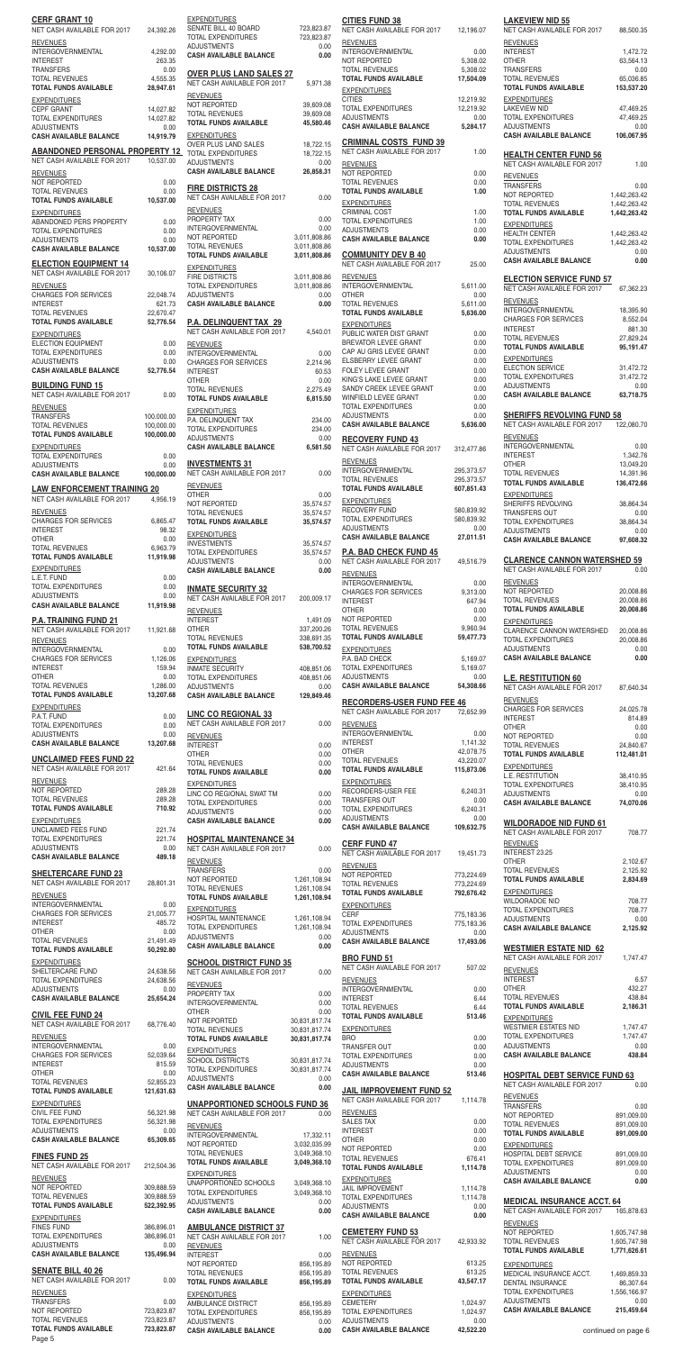## CERF GRANT 10

| | |
|---|---|
| NET CASH AVAILABLE FOR 2017 | 24,392.26 |
| **REVENUES** | |
| INTERGOVERNMENTAL | 4,292.00 |
| INTEREST | 263.35 |
| TRANSFERS | 0.00 |
| TOTAL REVENUES | 4,555.35 |
| **TOTAL FUNDS AVAILABLE** | **28,947.61** |
| **EXPENDITURES** | |
| CEPF GRANT | 14,027.82 |
| TOTAL EXPENDITURES | 14,027.82 |
| ADJUSTMENTS | 0.00 |
| **CASH AVAILABLE BALANCE** | **14,919.79** |

## ABANDONED PERSONAL PROPERTY 12

| | |
|---|---|
| NET CASH AVAILABLE FOR 2017 | 10,537.00 |
| **REVENUES** | |
| NOT REPORTED | 0.00 |
| TOTAL REVENUES | 0.00 |
| **TOTAL FUNDS AVAILABLE** | **10,537.00** |
| **EXPENDITURES** | |
| ABANDONED PERS PROPERTY | 0.00 |
| TOTAL EXPENDITURES | 0.00 |
| ADJUSTMENTS | 0.00 |
| **CASH AVAILABLE BALANCE** | **10,537.00** |

## ELECTION EQUIPMENT 14

| | |
|---|---|
| NET CASH AVAILABLE FOR 2017 | 30,106.07 |
| **REVENUES** | |
| CHARGES FOR SERVICES | 22,048.74 |
| INTEREST | 621.73 |
| TOTAL REVENUES | 22,670.47 |
| **TOTAL FUNDS AVAILABLE** | **52,776.54** |
| **EXPENDITURES** | |
| ELECTION EQUIPMENT | 0.00 |
| TOTAL EXPENDITURES | 0.00 |
| ADJUSTMENTS | 0.00 |
| **CASH AVAILABLE BALANCE** | **52,776.54** |

## BUILDING FUND 15

| | |
|---|---|
| NET CASH AVAILABLE FOR 2017 | 0.00 |
| **REVENUES** | |
| TRANSFERS | 100,000.00 |
| TOTAL REVENUES | 100,000.00 |
| **TOTAL FUNDS AVAILABLE** | **100,000.00** |
| **EXPENDITURES** | |
| TOTAL EXPENDITURES | 0.00 |
| ADJUSTMENTS | 0.00 |
| **CASH AVAILABLE BALANCE** | **100,000.00** |

## LAW ENFORCEMENT TRAINING 20

| | |
|---|---|
| NET CASH AVAILABLE FOR 2017 | 4,956.19 |
| **REVENUES** | |
| CHARGES FOR SERVICES | 6,865.47 |
| INTEREST | 98.32 |
| OTHER | 0.00 |
| TOTAL REVENUES | 6,963.79 |
| **TOTAL FUNDS AVAILABLE** | **11,919.98** |
| **EXPENDITURES** | |
| L.E.T. FUND | 0.00 |
| TOTAL EXPENDITURES | 0.00 |
| ADJUSTMENTS | 0.00 |
| **CASH AVAILABLE BALANCE** | **11,919.98** |

## P.A. TRAINING FUND 21

| | |
|---|---|
| NET CASH AVAILABLE FOR 2017 | 11,921.68 |
| **REVENUES** | |
| INTERGOVERNMENTAL | 0.00 |
| CHARGES FOR SERVICES | 1,126.06 |
| INTEREST | 159.94 |
| OTHER | 0.00 |
| TOTAL REVENUES | 1,286.00 |
| **TOTAL FUNDS AVAILABLE** | **13,207.68** |
| **EXPENDITURES** | |
| P.A.T. FUND | 0.00 |
| TOTAL EXPENDITURES | 0.00 |
| ADJUSTMENTS | 0.00 |
| **CASH AVAILABLE BALANCE** | **13,207.68** |

## UNCLAIMED FEES FUND 22

| | |
|---|---|
| NET CASH AVAILABLE FOR 2017 | 421.64 |
| **REVENUES** | |
| NOT REPORTED | 289.28 |
| TOTAL REVENUES | 289.28 |
| **TOTAL FUNDS AVAILABLE** | **710.92** |
| **EXPENDITURES** | |
| UNCLAIMED FEES FUND | 221.74 |
| TOTAL EXPENDITURES | 221.74 |
| ADJUSTMENTS | 0.00 |
| **CASH AVAILABLE BALANCE** | **489.18** |

## SHELTERCARE FUND 23

| | |
|---|---|
| NET CASH AVAILABLE FOR 2017 | 28,801.31 |
| **REVENUES** | |
| INTERGOVERNMENTAL | 0.00 |
| CHARGES FOR SERVICES | 21,005.77 |
| INTEREST | 485.72 |
| OTHER | 0.00 |
| TOTAL REVENUES | 21,491.49 |
| **TOTAL FUNDS AVAILABLE** | **50,292.80** |
| **EXPENDITURES** | |
| SHELTERCARE FUND | 24,638.56 |
| TOTAL EXPENDITURES | 24,638.56 |
| ADJUSTMENTS | 0.00 |
| **CASH AVAILABLE BALANCE** | **25,654.24** |

## CIVIL FEE FUND 24

| | |
|---|---|
| NET CASH AVAILABLE FOR 2017 | 68,776.40 |
| **REVENUES** | |
| INTERGOVERNMENTAL | 0.00 |
| CHARGES FOR SERVICES | 52,039.64 |
| INTEREST | 815.59 |
| OTHER | 0.00 |
| TOTAL REVENUES | 52,855.23 |
| **TOTAL FUNDS AVAILABLE** | **121,631.63** |
| **EXPENDITURES** | |
| CIVIL FEE FUND | 56,321.98 |
| TOTAL EXPENDITURES | 56,321.98 |
| ADJUSTMENTS | 0.00 |
| **CASH AVAILABLE BALANCE** | **65,309.65** |

## FINES FUND 25

| | |
|---|---|
| NET CASH AVAILABLE FOR 2017 | 212,504.36 |
| **REVENUES** | |
| NOT REPORTED | 309,888.59 |
| TOTAL REVENUES | 309,888.59 |
| **TOTAL FUNDS AVAILABLE** | **522,392.95** |
| **EXPENDITURES** | |
| FINES FUND | 386,896.01 |
| TOTAL EXPENDITURES | 386,896.01 |
| ADJUSTMENTS | 0.00 |
| **CASH AVAILABLE BALANCE** | **135,496.94** |

## SENATE BILL 40 26

| | |
|---|---|
| NET CASH AVAILABLE FOR 2017 | 0.00 |
| **REVENUES** | |
| TRANSFERS | 0.00 |
| NOT REPORTED | 723,823.87 |
| TOTAL REVENUES | 723,823.87 |
| **TOTAL FUNDS AVAILABLE** | **723,823.87** |
| **EXPENDITURES** | |
| SENATE BILL 40 BOARD | 723,823.87 |
| TOTAL EXPENDITURES | 723,823.87 |
| ADJUSTMENTS | 0.00 |
| **CASH AVAILABLE BALANCE** | **0.00** |

## OVER PLUS LAND SALES 27

| | |
|---|---|
| NET CASH AVAILABLE FOR 2017 | 5,971.38 |
| **REVENUES** | |
| NOT REPORTED | 39,609.08 |
| TOTAL REVENUES | 39,609.08 |
| **TOTAL FUNDS AVAILABLE** | **45,580.46** |
| **EXPENDITURES** | |
| OVER PLUS LAND SALES | 18,722.15 |
| TOTAL EXPENDITURES | 18,722.15 |
| ADJUSTMENTS | 0.00 |
| **CASH AVAILABLE BALANCE** | **26,858.31** |

## FIRE DISTRICTS 28

| | |
|---|---|
| NET CASH AVAILABLE FOR 2017 | 0.00 |
| **REVENUES** | |
| PROPERTY TAX | 0.00 |
| INTERGOVERNMENTAL | 0.00 |
| NOT REPORTED | 3,011,808.86 |
| TOTAL REVENUES | 3,011,808.86 |
| **TOTAL FUNDS AVAILABLE** | **3,011,808.86** |
| **EXPENDITURES** | |
| FIRE DISTRICTS | 3,011,808.86 |
| TOTAL EXPENDITURES | 3,011,808.86 |
| ADJUSTMENTS | 0.00 |
| **CASH AVAILABLE BALANCE** | **0.00** |

## P.A. DELINQUENT TAX 29

| | |
|---|---|
| NET CASH AVAILABLE FOR 2017 | 4,540.01 |
| **REVENUES** | |
| INTERGOVERNMENTAL | 0.00 |
| CHARGES FOR SERVICES | 2,214.96 |
| INTEREST | 60.53 |
| OTHER | 0.00 |
| TOTAL REVENUES | 2,275.49 |
| **TOTAL FUNDS AVAILABLE** | **6,815.50** |
| **EXPENDITURES** | |
| P.A. DELINQUENT TAX | 234.00 |
| TOTAL EXPENDITURES | 234.00 |
| ADJUSTMENTS | 0.00 |
| **CASH AVAILABLE BALANCE** | **6,581.50** |

## INVESTMENTS 31

| | |
|---|---|
| NET CASH AVAILABLE FOR 2017 | 0.00 |
| **REVENUES** | |
| OTHER | 0.00 |
| NOT REPORTED | 35,574.57 |
| TOTAL REVENUES | 35,574.57 |
| **TOTAL FUNDS AVAILABLE** | **35,574.57** |
| **EXPENDITURES** | |
| INVESTMENTS | 35,574.57 |
| TOTAL EXPENDITURES | 35,574.57 |
| ADJUSTMENTS | 0.00 |
| **CASH AVAILABLE BALANCE** | **0.00** |

## INMATE SECURITY 32

| | |
|---|---|
| NET CASH AVAILABLE FOR 2017 | 200,009.17 |
| **REVENUES** | |
| INTEREST | 1,491.09 |
| OTHER | 337,200.26 |
| TOTAL REVENUES | 338,691.35 |
| **TOTAL FUNDS AVAILABLE** | **538,700.52** |
| **EXPENDITURES** | |
| INMATE SECURITY | 408,851.06 |
| TOTAL EXPENDITURES | 408,851.06 |
| ADJUSTMENTS | 0.00 |
| **CASH AVAILABLE BALANCE** | **129,849.46** |

## LINC CO REGIONAL 33

| | |
|---|---|
| NET CASH AVAILABLE FOR 2017 | 0.00 |
| **REVENUES** | |
| INTEREST | 0.00 |
| OTHER | 0.00 |
| TOTAL REVENUES | 0.00 |
| **TOTAL FUNDS AVAILABLE** | **0.00** |
| **EXPENDITURES** | |
| LINC CO REGIONAL SWAT TM | 0.00 |
| TOTAL EXPENDITURES | 0.00 |
| ADJUSTMENTS | 0.00 |
| **CASH AVAILABLE BALANCE** | **0.00** |

## HOSPITAL MAINTENANCE 34

| | |
|---|---|
| NET CASH AVAILABLE FOR 2017 | 0.00 |
| **REVENUES** | |
| TRANSFERS | 0.00 |
| NOT REPORTED | 1,261,108.94 |
| TOTAL REVENUES | 1,261,108.94 |
| **TOTAL FUNDS AVAILABLE** | **1,261,108.94** |
| **EXPENDITURES** | |
| HOSPITAL MAINTENANCE | 1,261,108.94 |
| TOTAL EXPENDITURES | 1,261,108.94 |
| ADJUSTMENTS | 0.00 |
| **CASH AVAILABLE BALANCE** | **0.00** |

## SCHOOL DISTRICT FUND 35

| | |
|---|---|
| NET CASH AVAILABLE FOR 2017 | 0.00 |
| **REVENUES** | |
| PROPERTY TAX | 0.00 |
| INTERGOVERNMENTAL | 0.00 |
| OTHER | 0.00 |
| NOT REPORTED | 30,831,817.74 |
| TOTAL REVENUES | 30,831,817.74 |
| **TOTAL FUNDS AVAILABLE** | **30,831,817.74** |
| **EXPENDITURES** | |
| SCHOOL DISTRICTS | 30,831,817.74 |
| TOTAL EXPENDITURES | 30,831,817.74 |
| ADJUSTMENTS | 0.00 |
| **CASH AVAILABLE BALANCE** | **0.00** |

## UNAPPORTIONED SCHOOLS FUND 36

| | |
|---|---|
| NET CASH AVAILABLE FOR 2017 | 0.00 |
| **REVENUES** | |
| INTERGOVERNMENTAL | 17,332.11 |
| NOT REPORTED | 3,032,035.99 |
| TOTAL REVENUES | 3,049,368.10 |
| **TOTAL FUNDS AVAILABLE** | **3,049,368.10** |
| **EXPENDITURES** | |
| UNAPPORTIONED SCHOOLS | 3,049,368.10 |
| TOTAL EXPENDITURES | 3,049,368.10 |
| ADJUSTMENTS | 0.00 |
| **CASH AVAILABLE BALANCE** | **0.00** |

## AMBULANCE DISTRICT 37

| | |
|---|---|
| NET CASH AVAILABLE FOR 2017 | 1.00 |
| **REVENUES** | |
| INTEREST | 0.00 |
| NOT REPORTED | 856,195.89 |
| TOTAL REVENUES | 856,195.89 |
| **TOTAL FUNDS AVAILABLE** | **856,195.89** |
| **EXPENDITURES** | |
| AMBULANCE DISTRICT | 856,195.89 |
| TOTAL EXPENDITURES | 856,195.89 |
| ADJUSTMENTS | 0.00 |
| **CASH AVAILABLE BALANCE** | **0.00** |

## CITIES FUND 38

| | |
|---|---|
| NET CASH AVAILABLE FOR 2017 | 12,196.07 |
| **REVENUES** | |
| INTERGOVERNMENTAL | 0.00 |
| NOT REPORTED | 5,308.02 |
| TOTAL REVENUES | 5,308.02 |
| **TOTAL FUNDS AVAILABLE** | **17,504.09** |
| **EXPENDITURES** | |
| CITIES | 12,219.92 |
| TOTAL EXPENDITURES | 12,219.92 |
| ADJUSTMENTS | 0.00 |
| **CASH AVAILABLE BALANCE** | **5,284.17** |

## CRIMINAL COSTS FUND 39

| | |
|---|---|
| NET CASH AVAILABLE FOR 2017 | 1.00 |
| **REVENUES** | |
| NOT REPORTED | 0.00 |
| TOTAL REVENUES | 0.00 |
| **TOTAL FUNDS AVAILABLE** | **1.00** |
| **EXPENDITURES** | |
| CRIMINAL COST | 1.00 |
| TOTAL EXPENDITURES | 1.00 |
| ADJUSTMENTS | 0.00 |
| **CASH AVAILABLE BALANCE** | **0.00** |

## COMMUNITY DEV B 40

| | |
|---|---|
| NET CASH AVAILABLE FOR 2017 | 25.00 |
| **REVENUES** | |
| INTERGOVERNMENTAL | 5,611.00 |
| OTHER | 0.00 |
| TOTAL REVENUES | 5,611.00 |
| **TOTAL FUNDS AVAILABLE** | **5,636.00** |
| **EXPENDITURES** | |
| PUBLIC WATER DIST GRANT | 0.00 |
| BREVATOR LEVEE GRANT | 0.00 |
| CAP AU GRIS LEVEE GRANT | 0.00 |
| ELSBERRY LEVEE GRANT | 0.00 |
| FOLEY LEVEE GRANT | 0.00 |
| KING'S LAKE LEVEE GRANT | 0.00 |
| SANDY CREEK LEVEE GRANT | 0.00 |
| WINFIELD LEVEE GRANT | 0.00 |
| TOTAL EXPENDITURES | 0.00 |
| ADJUSTMENTS | 0.00 |
| **CASH AVAILABLE BALANCE** | **5,636.00** |

## RECOVERY FUND 43

| | |
|---|---|
| NET CASH AVAILABLE FOR 2017 | 312,477.86 |
| **REVENUES** | |
| INTERGOVERNMENTAL | 295,373.57 |
| TOTAL REVENUES | 295,373.57 |
| **TOTAL FUNDS AVAILABLE** | **607,851.43** |
| **EXPENDITURES** | |
| RECOVERY FUND | 580,839.92 |
| TOTAL EXPENDITURES | 580,839.92 |
| ADJUSTMENTS | 0.00 |
| **CASH AVAILABLE BALANCE** | **27,011.51** |

## P.A. BAD CHECK FUND 45

| | |
|---|---|
| NET CASH AVAILABLE FOR 2017 | 49,516.79 |
| **REVENUES** | |
| INTERGOVERNMENTAL | 0.00 |
| CHARGES FOR SERVICES | 9,313.00 |
| INTEREST | 647.94 |
| OTHER | 0.00 |
| NOT REPORTED | 0.00 |
| TOTAL REVENUES | 9,960.94 |
| **TOTAL FUNDS AVAILABLE** | **59,477.73** |
| **EXPENDITURES** | |
| P.A. BAD CHECK | 5,169.07 |
| TOTAL EXPENDITURES | 5,169.07 |
| ADJUSTMENTS | 0.00 |
| **CASH AVAILABLE BALANCE** | **54,308.66** |

## RECORDERS-USER FUND FEE 46

| | |
|---|---|
| NET CASH AVAILABLE FOR 2017 | 72,652.99 |
| **REVENUES** | |
| INTERGOVERNMENTAL | 0.00 |
| INTEREST | 1,141.32 |
| OTHER | 42,078.75 |
| TOTAL REVENUES | 43,220.07 |
| **TOTAL FUNDS AVAILABLE** | **115,873.06** |
| **EXPENDITURES** | |
| RECORDERS-USER FEE | 6,240.31 |
| TRANSFERS OUT | 0.00 |
| TOTAL EXPENDITURES | 6,240.31 |
| ADJUSTMENTS | 0.00 |
| **CASH AVAILABLE BALANCE** | **109,632.75** |

## CERF FUND 47

| | |
|---|---|
| NET CASH AVAILABLE FOR 2017 | 19,451.73 |
| **REVENUES** | |
| NOT REPORTED | 773,224.69 |
| TOTAL REVENUES | 773,224.69 |
| **TOTAL FUNDS AVAILABLE** | **792,676.42** |
| **EXPENDITURES** | |
| CERF | 775,183.36 |
| TOTAL EXPENDITURES | 775,183.36 |
| ADJUSTMENTS | 0.00 |
| **CASH AVAILABLE BALANCE** | **17,493.06** |

## BRO FUND 51

| | |
|---|---|
| NET CASH AVAILABLE FOR 2017 | 507.02 |
| **REVENUES** | |
| INTERGOVERNMENTAL | 0.00 |
| INTEREST | 6.44 |
| TOTAL REVENUES | 6.44 |
| **TOTAL FUNDS AVAILABLE** | **513.46** |
| **EXPENDITURES** | |
| BRO | 0.00 |
| TRANSFER OUT | 0.00 |
| TOTAL EXPENDITURES | 0.00 |
| ADJUSTMENTS | 0.00 |
| **CASH AVAILABLE BALANCE** | **513.46** |

## JAIL IMPROVEMENT FUND 52

| | |
|---|---|
| NET CASH AVAILABLE FOR 2017 | 1,114.78 |
| **REVENUES** | |
| SALES TAX | 0.00 |
| INTEREST | 0.00 |
| OTHER | 0.00 |
| NOT REPORTED | 0.00 |
| TOTAL REVENUES | 676.41 |
| **TOTAL FUNDS AVAILABLE** | **1,114.78** |
| **EXPENDITURES** | |
| JAIL IMPROVEMENT | 1,114.78 |
| TOTAL EXPENDITURES | 1,114.78 |
| ADJUSTMENTS | 0.00 |
| **CASH AVAILABLE BALANCE** | **0.00** |

## CEMETERY FUND 53

| | |
|---|---|
| NET CASH AVAILABLE FOR 2017 | 42,933.92 |
| **REVENUES** | |
| NOT REPORTED | 613.25 |
| TOTAL REVENUES | 613.25 |
| **TOTAL FUNDS AVAILABLE** | **43,547.17** |
| **EXPENDITURES** | |
| CEMETERY | 1,024.97 |
| TOTAL EXPENDITURES | 1,024.97 |
| ADJUSTMENTS | 0.00 |
| **CASH AVAILABLE BALANCE** | **42,522.20** |

## LAKEVIEW NID 55

| | |
|---|---|
| NET CASH AVAILABLE FOR 2017 | 88,500.35 |
| **REVENUES** | |
| INTEREST | 1,472.72 |
| OTHER | 63,564.13 |
| TRANSFERS | 0.00 |
| TOTAL REVENUES | 65,036.85 |
| **TOTAL FUNDS AVAILABLE** | **153,537.20** |
| **EXPENDITURES** | |
| LAKEVIEW NID | 47,469.25 |
| TOTAL EXPENDITURES | 47,469.25 |
| ADJUSTMENTS | 0.00 |
| **CASH AVAILABLE BALANCE** | **106,067.95** |

## HEALTH CENTER FUND 56

| | |
|---|---|
| NET CASH AVAILABLE FOR 2017 | 1.00 |
| **REVENUES** | |
| TRANSFERS | 0.00 |
| NOT REPORTED | 1,442,263.42 |
| TOTAL REVENUES | 1,442,263.42 |
| **TOTAL FUNDS AVAILABLE** | **1,442,263.42** |
| **EXPENDITURES** | |
| HEALTH CENTER | 1,442,263.42 |
| TOTAL EXPENDITURES | 1,442,263.42 |
| ADJUSTMENTS | 0.00 |
| **CASH AVAILABLE BALANCE** | **0.00** |

## ELECTION SERVICE FUND 57

| | |
|---|---|
| NET CASH AVAILABLE FOR 2017 | 67,362.23 |
| **REVENUES** | |
| INTERGOVERNMENTAL | 18,395.90 |
| CHARGES FOR SERVICES | 8,552.04 |
| INTEREST | 881.30 |
| TOTAL REVENUES | 27,829.24 |
| **TOTAL FUNDS AVAILABLE** | **95,191.47** |
| **EXPENDITURES** | |
| ELECTION SERVICE | 31,472.72 |
| TOTAL EXPENDITURES | 31,472.72 |
| ADJUSTMENTS | 0.00 |
| **CASH AVAILABLE BALANCE** | **63,718.75** |

## SHERIFFS REVOLVING FUND 58

| | |
|---|---|
| NET CASH AVAILABLE FOR 2017 | 122,080.70 |
| **REVENUES** | |
| INTERGOVERNMENTAL | 0.00 |
| INTEREST | 1,342.76 |
| OTHER | 13,049.20 |
| TOTAL REVENUES | 14,391.96 |
| **TOTAL FUNDS AVAILABLE** | **136,472.66** |
| **EXPENDITURES** | |
| SHERIFFS REVOLVING | 38,864.34 |
| TRANSFERS OUT | 0.00 |
| TOTAL EXPENDITURES | 38,864.34 |
| ADJUSTMENTS | 0.00 |
| **CASH AVAILABLE BALANCE** | **97,608.32** |

## CLARENCE CANNON WATERSHED 59

| | |
|---|---|
| NET CASH AVAILABLE FOR 2017 | 0.00 |
| **REVENUES** | |
| NOT REPORTED | 20,008.86 |
| TOTAL REVENUES | 20,008.86 |
| **TOTAL FUNDS AVAILABLE** | **20,008.86** |
| **EXPENDITURES** | |
| CLARENCE CANNON WATERSHED | 20,008.86 |
| TOTAL EXPENDITURES | 20,008.86 |
| ADJUSTMENTS | 0.00 |
| **CASH AVAILABLE BALANCE** | **0.00** |

## L.E. RESTITUTION 60

| | |
|---|---|
| NET CASH AVAILABLE FOR 2017 | 87,640.34 |
| **REVENUES** | |
| CHARGES FOR SERVICES | 24,025.78 |
| INTEREST | 814.89 |
| OTHER | 0.00 |
| NOT REPORTED | 0.00 |
| TOTAL REVENUES | 24,840.67 |
| **TOTAL FUNDS AVAILABLE** | **112,481.01** |
| **EXPENDITURES** | |
| L.E. RESTITUTION | 38,410.95 |
| TOTAL EXPENDITURES | 38,410.95 |
| ADJUSTMENTS | 0.00 |
| **CASH AVAILABLE BALANCE** | **74,070.06** |

## WILDORADOE NID FUND 61

| | |
|---|---|
| NET CASH AVAILABLE FOR 2017 | 708.77 |
| **REVENUES** | |
| INTEREST 23.25 | |
| OTHER | 2,102.67 |
| TOTAL REVENUES | 2,125.92 |
| **TOTAL FUNDS AVAILABLE** | **2,834.69** |
| **EXPENDITURES** | |
| WILDORADOE NID | 708.77 |
| TOTAL EXPENDITURES | 708.77 |
| ADJUSTMENTS | 0.00 |
| **CASH AVAILABLE BALANCE** | **2,125.92** |

## WESTMIER ESTATE NID 62

| | |
|---|---|
| NET CASH AVAILABLE FOR 2017 | 1,747.47 |
| **REVENUES** | |
| INTEREST | 6.57 |
| OTHER | 432.27 |
| TOTAL REVENUES | 438.84 |
| **TOTAL FUNDS AVAILABLE** | **2,186.31** |
| **EXPENDITURES** | |
| WESTMIER ESTATES NID | 1,747.47 |
| TOTAL EXPENDITURES | 1,747.47 |
| ADJUSTMENTS | 0.00 |
| **CASH AVAILABLE BALANCE** | **438.84** |

## HOSPITAL DEBT SERVICE FUND 63

| | |
|---|---|
| NET CASH AVAILABLE FOR 2017 | 0.00 |
| **REVENUES** | |
| TRANSFERS | 0.00 |
| NOT REPORTED | 891,009.00 |
| TOTAL REVENUES | 891,009.00 |
| **TOTAL FUNDS AVAILABLE** | **891,009.00** |
| **EXPENDITURES** | |
| HOSPITAL DEBT SERVICE | 891,009.00 |
| TOTAL EXPENDITURES | 891,009.00 |
| ADJUSTMENTS | 0.00 |
| **CASH AVAILABLE BALANCE** | **0.00** |

## MEDICAL INSURANCE ACCT. 64

| | |
|---|---|
| NET CASH AVAILABLE FOR 2017 | 165,878.63 |
| **REVENUES** | |
| NOT REPORTED | 1,605,747.98 |
| TOTAL REVENUES | 1,605,747.98 |
| **TOTAL FUNDS AVAILABLE** | **1,771,626.61** |
| **EXPENDITURES** | |
| MEDICAL INSURANCE ACCT. | 1,469,859.33 |
| DENTAL INSURANCE | 86,307.64 |
| TOTAL EXPENDITURES | 1,556,166.97 |
| ADJUSTMENTS | 0.00 |
| **CASH AVAILABLE BALANCE** | **215,459.64** |

continued on page 6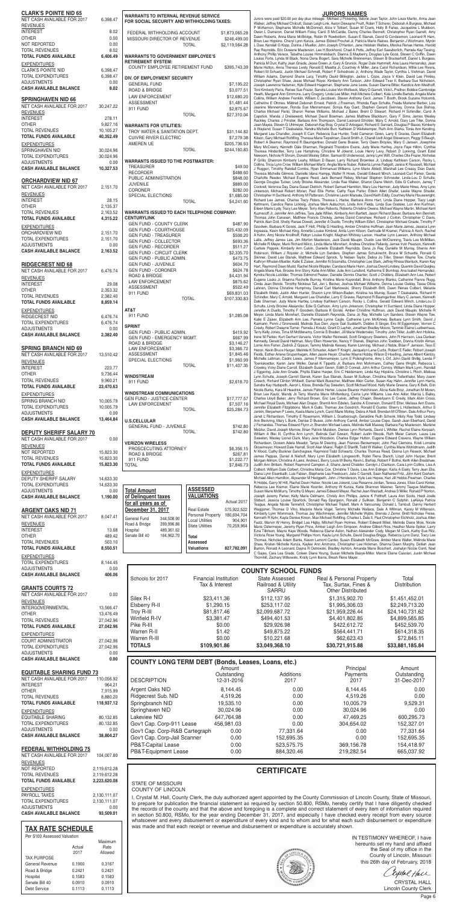## CLARK'S POINTE NID 65

| | |
|---|---|
| NET CASH AVAILABLE FOR 2017 | 6,398.47 |
| **REVENUES** | |
| INTEREST | 8.02 |
| OTHER | 0.00 |
| NOT REPORTED | 0.00 |
| TOTAL REVENUES | 8.02 |
| **TOTAL FUNDS AVAILABLE** | **6,406.49** |
| **EXPENDITURES** | |
| CLARK'S POINTE NID | 6,398.47 |
| TOTAL EXPENDITURES | 6,398.47 |
| ADJUSTMENTS | 0.00 |
| **CASH AVAILABLE BALANCE** | **8.02** |

## SPRINGHAVEN NID 66

| | |
|---|---|
| NET CASH AVAILABLE FOR 2017 | 30,247.22 |
| **REVENUES** | |
| INTEREST | 278.11 |
| OTHER | 9,827.16 |
| TOTAL REVENUES | 10,105.27 |
| **TOTAL FUNDS AVAILABLE** | **40,352.49** |
| **EXPENDITURES** | |
| SPRINGHAVEN NID | 30,024.96 |
| TOTAL EXPENDITURES | 30,024.96 |
| ADJUSTMENTS | 0.00 |
| **CASH AVAILABLE BALANCE** | **10,327.53** |

## ORCHARDVIEW NID 67

| | |
|---|---|
| NET CASH AVAILABLE FOR 2017 | 2,151.70 |
| **REVENUES** | |
| INTEREST | 28.15 |
| OTHER | 2,135.37 |
| TOTAL REVENUES | 2,163.52 |
| **TOTAL FUNDS AVAILABLE** | **4,315.22** |
| **EXPENDITURES** | |
| ORCHARDVIEW NID | 2,151.70 |
| TOTAL EXPENDITURES | 2,151.70 |
| ADJUSTMENTS | 0.00 |
| **CASH AVAILABLE BALANCE** | **2,163.52** |

## RIDGECREST NID 68

| | |
|---|---|
| NET CASH AVAILABLE FOR 2017 | 6,476.74 |
| **REVENUES** | |
| INTEREST | 29.08 |
| OTHER | 2,353.32 |
| TOTAL REVENUES | 2,382.40 |
| **TOTAL FUNDS AVAILABLE** | **8,859.14** |
| **EXPENDITURES** | |
| RIDGECREST NID | 6,476.74 |
| TOTAL EXPENDITURES | 6,476.74 |
| ADJUSTMENTS | 0.00 |
| **CASH AVAILABLE BALANCE** | **2,382.40** |

## SPRING BRANCH NID 69

| | |
|---|---|
| NET CASH AVAILABLE FOR 2017 | 13,510.42 |
| **REVENUES** | |
| INTEREST | 223.77 |
| OTHER | 9,736.44 |
| TOTAL REVENUES | 9,960.21 |
| **TOTAL FUNDS AVAILABLE** | **23,470.63** |
| **EXPENDITURES** | |
| SPRING BRANCH NID | 10,005.79 |
| TOTAL EXPENDITURES | 10,005.79 |
| ADJUSTMENTS | 0.00 |
| **CASH AVAILABLE BALANCE** | **13,464.84** |

## DEPUTY SHERIFF SALARY 70

| | |
|---|---|
| NET CASH AVAILABLE FOR 2017 | 0.00 |
| **REVENUES** | |
| NOT REPORTED | 15,823.30 |
| TOTAL REVENUES | 15,823.30 |
| **TOTAL FUNDS AVAILABLE** | **15,823.30** |
| **EXPENDITURES** | |
| DEPUTY SHERIFF SALARY | 14,633.30 |
| TOTAL EXPENDITURES | 14,633.30 |
| ADJUSTMENTS | 0.00 |
| **CASH AVAILABLE BALANCE** | **1,190.00** |

## ARGENT OAKS NID 71

| | |
|---|---|
| NET CASH AVAILABLE FOR 2017 | 8,047.41 |
| **REVENUES** | |
| INTEREST | 13.68 |
| OTHER | 489.42 |
| TOTAL REVENUES | 503.10 |
| **TOTAL FUNDS AVAILABLE** | **8,550.51** |
| **EXPENDITURES** | |
| TOTAL EXPENDITURES | 8,144.45 |
| ADJUSTMENTS | 0.00 |
| **CASH AVAILABLE BALANCE** | **406.06** |

## GRANTS COURTS 72

| | |
|---|---|
| NET CASH AVAILABLE FOR 2017 | 0.00 |
| **REVENUES** | |
| INTERGOVERNMENTAL | 13,566.47 |
| OTHER | 13,476.49 |
| TOTAL REVENUES | 27,042.96 |
| **TOTAL FUNDS AVAILABLE** | **27,042.96** |
| **EXPENDITURES** | |
| COURT ADMINISTRATOR | 27,042.96 |
| TOTAL EXPENDITURES | 27,042.96 |
| ADJUSTMENTS | 0.00 |
| **CASH AVAILABLE BALANCE** | **0.00** |

## EQUITABLE SHARING FUND 73

| | |
|---|---|
| NET CASH AVAILABLE FOR 2017 | 110,056.92 |
| INTEREST | 964.21 |
| OTHER | 7,915.99 |
| TOTAL REVENUES | 8,880.20 |
| **TOTAL FUNDS AVAILABLE** | **118,937.12** |
| **EXPENDITURES** | |
| EQUITABLE SHARING | 80,132.85 |
| TOTAL EXPENDITURES | 80,132.85 |
| ADJUSTMENTS | 0.00 |
| **CASH AVAILABLE BALANCE** | **38,804.27** |

## FEDERAL WITHHOLDING 75

| | |
|---|---|
| NET CASH AVAILABLE FOR 2017 | 104,007.80 |
| **REVENUES** | |
| NOT REPORTED | 2,119,612.28 |
| TOTAL REVENUES | 2,119,612.28 |
| **TOTAL FUNDS AVAILABLE** | **2,223,620.08** |
| **EXPENDITURES** | |
| PAYROLL TAXES | 2,130,111.07 |
| TOTAL EXPENDITURES | 2,130,111.07 |
| ADJUSTMENTS | 0.00 |
| **CASH AVAILABLE BALANCE** | **93,509.01** |

## TAX RATE SCHEDULE

Per $100 Assessed Valuation

| | Actual 2017 | Maximum Rate Allowed |
|---|---|---|
| TAX PURPOSE | | |
| General Revenue | 0.1900 | 0.3167 |
| Road & Bridge | 0.2421 | 0.2421 |
| Hospital | 0.1583 | 0.1583 |
| Senate Bill 40 | 0.0910 | 0.0910 |
| Debt Service | 0.1113 | 0.1113 |

## WARRANTS TO INTERNAL REVENUE SERVICE FOR SOCIAL SECURITY AND WITHHOLDING TAXES:

| | |
|---|---|
| FEDERAL WITHHOLDING ACCOUNT | $1,873,065.28 |
| MISSOURI DIRECTOR OF REVENUE | $246,499.00 |
| TOTAL | $2,119,564.28 |

## WARRANTS TO GOVERNMENT EMPLOYEE'S RETIREMENT SYSTEM:

| | |
|---|---|
| COUNTY EMPLOYEE RETIREMENT FUND | $395,743.39 |

## DIV. OF EMPLOYMENT SECURITY

| | |
|---|---|
| GENERAL FUND | $7,195.22 |
| ROAD & BRIDGE | $3,077.51 |
| LAW ENFORCEMENT | $12,680.20 |
| ASSESSMENT | $1,481.44 |
| 911 FUND | $2,875.67 |
| TOTAL | $27,310.04 |

## WARRANTS FOR UTILITIES:

| | |
|---|---|
| TROY WATER & SANITATION DEPT. | $31,144.82 |
| CUIVRE RIVER ELECTRIC | $7,279.38 |
| AMEREN UE | $205,736.63 |
| TOTAL | $244,160.83 |

## WARRANTS ISSUED TO THE POSTMASTER:

| | |
|---|---|
| TREASURER | $49.00 |
| RECORDER | $488.60 |
| PUBLIC ADMINISTRATION | $848.00 |
| JUVENILE | $889.00 |
| CORONER | $282.00 |
| SPECIAL ELECTIONS | $1,685.00 |
| TOTAL | $4,241.60 |

## WARRANTS ISSUED TO EACH TELEPHONE COMPANY:

**CENTURYLINK**

| | |
|---|---|
| GEN FUND - COUNTY CLERK | $487.90 |
| GEN FUND - COURTHOUSE | $25,432.09 |
| GEN FUND - TREASURER | $506.20 |
| GEN FUND - COLLECTOR | $693.36 |
| GEN FUND - RECORDER | $511.27 |
| GEN FUND - CIRCUIT CLERK | $2,335.70 |
| GEN FUND - PUBLIC ADMIN. | $473.75 |
| GEN FUND - JUVENILE | $604.70 |
| GEN FUND - CORONER | $624.78 |
| ROAD & BRIDGE | $4,431.94 |
| LAW ENFORCEMENT | $875.62 |
| ASSESSMENT | $522.49 |
| 911 FUND | $69,831.03 |
| TOTAL | $107,330.83 |

**AT&T**

| | |
|---|---|
| 911 FUND | $1,285.08 |

**SPRINT**

| | |
|---|---|
| GEN FUND - PUBLIC ADMIN. | $419.92 |
| GEN FUND - EMERGENCY MGMT. | $667.99 |
| ROAD & BRIDGE | $3,146.27 |
| LAW ENFORCEMENT | $3,366.72 |
| ASSESSMENT | $1,845.46 |
| SPECIAL ELECTIONS | $1,960.99 |
| TOTAL | $11,407.35 |

**WINDSTREAM**

| | |
|---|---|
| 911 FUND | $2,618.70 |

**WINDSTREAM COMMUNICATIONS**

| | |
|---|---|
| GEN FUND - JUSTICE CENTER | $17,777.57 |
| LAW ENFORCEMENT | $7,507.16 |
| TOTAL | $25,284.73 |

**U.S.CELLULAR**

| | |
|---|---|
| GENERAL FUND - JUVENILE | $742.80 |
| TOTAL | $742.80 |

**VERIZON WIRELESS**

| | |
|---|---|
| PROSECUTING ATTORNEY | $6,356.15 |
| ROAD & BRIDGE | $267.81 |
| 911 FUND | $1,222.77 |
| TOTAL | $7,846.73 |

**Total Amount of Delinquent taxes for all years as of December 31, 2017**

| | |
|---|---|
| General Fund | 344,508.90 |
| Road & Bridge | 399,996.86 |
| Hospital | 489,361.62 |
| Senate Bill 40 | 164,962.70 |

**ASSESSED VALUATIONS**

| | Actual 2017 |
|---|---|
| Real Estate | 575,922,522 |
| Personal Property | 180,694,704 |
| Local Utilities | 904,901 |
| State Utilities | 70,259,964 |
| **Total Assessed Valuations** | **827,782,091** |

## JURORS NAMES

Jurors were paid $20.00 per day plus mileage: Michael J Pickering, Valorie Jean Taylor, John Louis Martin, Anna Jean Walker, Jeffrey Michael Chilcutt, Susan Leigh Link, Aaron Dewayne Pruitt, Robin T Scherer, Deborah A Burgess, Michael P McKernon, Stephanie Michelle McDonnell, Alice V Tolbert, Susan M Crank, Holly B Fariss, Jacqueline L Muldoon, Owen L Dameron, Daniel William Foley, Carol S McCardle, Danny Charles Bennett, Christopher Ryan Garrett, Amy Dawn Roberts, Anna Marie McBridge, Robin W Rowbottom, Susan E Stanek, David G Cordsiemon, Leonard R Ham, Brian Lee Hopkins, Cheryl Lynn Kunza, James Eldred Prouhet Jr, Patricia Maire Raines, Benjamin J Workman, Myron L Dare, Kendall G Kopp, Donna J Mueller, John Joseph O'Hanlon, Jane Holstein Walters, Monika Renae Henke, Harold Ray Reynolds, Eric Duwane Masterson, Lee H Bockhorst, Chad A Potts, Jeffrey Earl Saeubertich, Pamela Kay Teasley, Anthony Phillip Venice, Tabatha Louise Himmelsbach, Dianna S Mayberry, Douglas Lyle Goss, Steven C Griffin, Dawn Louise Forte, Lynda M Black, Nona Dena Bogert, Sara Michelle Brenneman, Steven B Bruckerhoff, Daniel L Burgess, Patricia M Durr, Kathy Jean Grande, Jesse Green Jr, Gary A Grunick, Roger Dale Hammett, Ana Laura Hernandez, Jean Marie Hutton, Anna Theresa Lively, Ronald E Maietta Jr, Courtney A Miller, Jana Carol Richardson, Willie Lee Rivera, Robert M Schuetz, Justin Michael Schmidt, Robert F Schodroski Jr, Anthony Wade Taylor, Cynthia L Viehman, David William Adams, Damond Shane Lacy, Timothy David Billington, Jackie L Cope, Joyce V Klein, David Lee Prinkley, Christopher Ryan Shaw, Jesse Michael Royer, Kimberly Ann Tonison, John Edward Tolar II, Barbara Sue Nicholson, Joseph Lawrence Vadamec, Kyle Edward Hagerman, Stephanie June Lewis, Susan Dianne Ritter, Kandice Ann Woolhoff, Toni Kimberly Parra, Renee Sue Frazer, Sandra Louise Wolfseck, Mary D Garrett, Vicki L Prather, Bobbie Cambridge Heath, Margaret Ann Simmons, Larry Gregory, Linda Lee Miller, Holli Michele Colbert, Kale Lorelle Bartels, Angela Marie Collins, William Andrew Franklin, William C Jacobsen, Steven Anthony Cecil, James T Booth, Brook Suzane Holcomb, Catherine E Ohmes, Mildred Deborah Ernest, Patrick J Freeman, Rhonda Faye Schulte, Freida Marlene Barber, Lois Jeanine Mennemeyer, Ronda Sue Mennemeyer, Sonya Kay Gast, Stephen Gerard Seimer, Donna Sue Bishop, Charles Michael Pisnai, Sharon Renee Williams, Michael J Baker, Brent D Stewart, Richard H Schindler, Carol A Capstick, Wanda J Dreiseward, Michael David Bowman, James Matthew Blackburn, Gary F Sims, James Wesley Rackley, Charles J Prinster, Barbara Ann Thompson, Darrel Leonard Strickler, Mary C Arnold, Gary Lee Tiller, Donna Jean Mayes, Steven G Uhlmeyer, Deborah Kay Bray, Crystal D Arbogast, Richard E Durrant, Douglas P Bauer, Kimberly A Wayland, Susan T Daskalakis, Kendra Michelle Burr, Kathleen D Welkkemper, Ruth Ann Starks, Tona Ann Kersting, Margaret Lea Chandler, Joseph E Carr, Rebecca Sue Hunter, Todd Cameron Gven, Larry E Graves, Dawn Elizabeth Kitson, Gary Michael Rohlfing, Theresa Marie Tiepelman, David Smith Jr, Chantil Izett Angel Stevenson, Peggy S Baugh, Robert A Baumer, Raymond R Baumgartner, Donald Gene Brasier, Terry Owen Broyles, Mary C Jansen, Josephine Mary McCreery, Kenneth Dale Sherman, Reginald Theodore Evans, Judy Marie Hartley, Joyce Faye Hilton, Cynthia Theresa Hinderliter, Terry Lee Humphrey, Christine M Jolearst, Louis Henry Lotz, Robert D Lorenz, Grant Estel Niessom, Nichole R Shrum, Donald Wesley Sitton, Samuel B Underwood, Jenny Lynn Witt, Charles Otis Frazier, Nicholas P Grillo, Shannon Kimberly Leahy, William D Bauer, Larry Richard Brownlee Jr, Lindsay Kathleen Carson, Rocky L Collins, Tricia Lynn Crow, William Michael Mertz, Angila Marie Nuber, Roberta Lynne Padgett, Janice K Rousseil, Michael J Ruggeri, Timothy Randall Combs, Ryan Emmanuel Williams, Lynn Marie Abbott, Marshall Lee Creasy, Dan Davis, Theresa Michelle Gilmore, Danielle Ilona Hampp, Walter R Howe, Gerald Edward Minch, Leonard Carl Parker, Garda Charlotte Reeder, Michael Eugene Reed, Jack Bernard Robey, Michael Stephen Schroeder, Linda-Lou D Schulte, George Douglas Tucker, Lindy Brooke Alexander, Linda Rae Walker, Sharon Diane Welch, Edie G Calhoon, Jamey T Cockrell, Veronica Day, Diana Susan Dietrich, Robert Samuel Hamilton, Mary Lou Harmon, Judy Marie Hines, Amy Lynn Jinkerson, Michael Robert Moran, Paul Ellis Porter, Cathy Faye Purler, Edwin Allen Shafer, Leslie Wayne Shader, Christopher H Suchland, Anthony M Patterson, Christine Lavon Marsala, David Keith Eddy, Courtney Marie Householder, Richard Lee James, Charles Tracy Peters, Theresa L Harke, Barbara Anne Hart, Linda Diane Hooper, Tracy Leigh Kettmann, Candice Rene Lickteig, Joshua Mark Aubuchon, Linda Ann Fields, Linda Sue Grateke, Lori Ann Kaufmann, Eileen Marie Lydy, Tracy Lee Meyer, Terry Alan Roberts, Roberta Christine Owens, Michael Wayne Martin, Michael Kent Kuznecoff Jr, Jennifer Ann Jeffries, Tara Jade Willen, Kimberly Ann Bartlett, Jason Richard Bauer, Barbara Ann Bennett, Thomas John Canavan, Matthew Francis Christian, James David Crenshaw, Richard J Cotlier, Christopher C Davis, Patrick Alan Doll, Shelly Ranae Dowell, Jennifer A Duello, Timothy William Elliott, Christopher Michael Grade, Timothy F Goodwin, Barbara K Gorski, Jake F Hall, Phillip G Hoelting, Amber Christine Hoffman, Jean Marie James, Jessica Lynn Ingrassia, Kevin Michael King, Annette Louise Kimbrel, Anita Lynn Kitson, Gertrude M Kramer, Patricia A Koch, Rachel A Kohn, Amy Nicole Knollhoff, Robyn Louise Knight, Meghen Whitney Larson, Heather Lynn Lawson, Anthony Michael Lalla, Jeffrey James Lee, Jim Morton Masterson, Jack David Maupin, Dustin Lee McClenning, Travis Lee McMillian, Michelle R Meyer, Mark Richard Milcic, Linda Marie Morehart, Andrea Christine Pallardy, James Irvin Pearson, Kenneth Carlisle Poppek, Kimberly Ann Calvin, Danielle Elizabeth Reynolds, Dana Jo Ray, Danielle M Murray, Sharine Ann Robinson, William J Royster Jr, Michelle Lyn Sanders, Stephen James Schaumont, Bruce W Schuette, Ronald G Skinner, David Lee Stanek, Matthew Edward Sprock, Ty Nelsen Taylor, Debra Jo Tiller, Steven Wayne Tow, Charla Kathryn Whalen-Mueller, Katie E Zaiser, Jennifer N Scamatta, Christopher Lee Stark, Jeffrey Rhesa Wantuck, Karen Kay Hart, Raymond Dean Mudd, Rachel Nicole Wippler, Candace Marie Hunn, Joshua David Lindsey, Quentin David Quigley, Angela Marie Rue, Brooke Ann Story, Katie Ann Miller, Julie Ann Lunsford, Katherine E Bonthuis, Ana Isabel Hernandez, Kyndra Nicole Licklider, Thomas Edmond Pasker, Danielle Dennis Charles Scott J Childers, Elizabeth Ann Lee, Robert Eugene Louks Jr, Brianna Rochelle Burney, Kristina Marie Kuyendall, Brice Anthony Blanks, Catherine France Rugg, Cinda Jean Bonds, Timothy Nicklous Tait, Jon L Becker, Joshua Michael Williams, Donna Louise Dailey, Tessa Olivia Lehmen, Donna Christine Humphrey, Daniel Carl Markowski, Sherry Elizabeth Britt, Dawn Renae Colbert, Melanie Elizabeth Webb, Justin Allen Hunter, Sharon Lynn Wilson-Baden, Kristina Ina Murray, Susan T Daskalakis, Richard H Schindler, Mary C Arnold, Margaret Lea Chandler, Larry E Graves, Raymond R Baumgartner, Mary C Jansen, Kenneth Dale Sherman, Judy Marie Hartley, Lindsay Kathleen Carson, Rocky L Collins, Gerald Edward Minch, Linda-Lou D Schulte, Lindy Brooke Alexander, Edie G Calhoon, Amy Lynn Jinkerson, Christopher H Suchland, Linda Diane Hooper, Jennifer A Duello, Timothy F Goodwin, Barbara K Gorski, Amber Christine Hoffman, Jack David Maupin, Michelle R Meyer, Linda Marie Morehart, Danielle Elizabeth Reynolds, Dana Jo Ray, Michelle Lyn Sanders, Steven Wayne Tow, Katie E Zaiser, Elizabeth Ann Lee, Pamela Lynne Cagle, Catherine Lynn McKinney, Barbara Lynn Smith, David J Kalmann, Penni J Gronewald, Malinda Sue Derr, Joyce Gail Suddarth, Debbie S Singer, Eric M Eggemeyer, Vernon C Cowley, Robert Dwayne Turner, Pamela J Kreutz, Grant D Layher, Jonathan Bradley Moore, Tammie Elaine Luetkenhaus, Terry Kelly Jones, Tina M McNamarry, Connie S Braden, Jill Marie Wiedemeier, Timothy John Tiller, Judith Ann Holicka, Irene M Parker, Kurt Gerhart Ververis, Victor Walter Feinwald, Scott Gregorry Steeters, John R Harrison, Lisa Dehlser Kennedy, Gerald David Heitman, Mary Ellen Howerton, Nancy Y Stanek, Stephen John Toebben, Donna Kristin Amos, Lorrie Ann Fisher, Zednok Z Gipson, Tammy Melinda Kessey, Karen Lemming, Michael J Noble, Brian F Jamison, Tess E Heron, Kevin Bruce Harger, Melinda K Schuster, Adam F Knight, Jacquelyn Lane Curtis, Robert E Fader, Robert Joseph Fields, Esther Arlene Grupenhagen, Allen Jason Heyer, Charles Wayne Hobbs, Wilson D Hoelting, James Albert Kientzy, Michelle Leitman, Cedric Lewis, James F Mennemeyer, Lynn E Polkinghorne, Amy L Orf, John David Shillig, Lorrie J Toenskoetter, Karen Jane Weller, Daniel K Tippetts Jr, Barbara Ann Mohrmann, Cathey Gene Wright, Rebecca L Crowley, Vicky Diane Carroll, Elizabeth Susan Geren, Edith D Conrad, John Arthur Conroy, William Mark Lynn, Randall J Eggering, Julie Ann Grade, Phyllis Elaine Harper, Eric C Heidemann, Linda Kay Hopkins, Christine L Pisch, Melissa Lynn Schulte, Joseph Carroll Stanek, Karen Sue Stanek, Susan M Sullivan, Christina Marie Tiefenthaler, Mary Joann Creech, Richard Clinton Whitsett, Daniel Mark Buescher, Matthew Allen Carter, Susan Kay Hahn, Jennifer Lynn Harris, Sandra Kay Hudspeth, Aaron L Kloss, Brenda Fay Sweeten, Scott Michael Wood, Kelly Marie Greene, Gary K Belk, Erin Nicole Burks, Kara M Headrick, James Patrick Herter, Louise Eleanor Hutchinson, Alicia Kate Broz, Jonathan M Moran, Brian Lee Kautz, Mandy Jo Terry, Marsha Marie Whittenburg, Carrie Lynn Williams, Lisa Ann Adler, Marcia L Bailey, Charles Lloyd Baker, Jerry Richard Brown, Eric Lee Calvin, Jeffrey Chapin, Beverlyann E Crosby, Mark Alvin Cross, Michael Royal Davis, Michael Alan Draper, Sherrill Ann Edelen, Sandra A Emerson, Donald E Etter, Melissa Ann Evans, Jennifer Elizabeth Fitzgibbons, Mark A Gallo, Thomas Joe Goodrich, Ronald E Gunter, Sherry L Hollenbeck, Arthur S Jenkin, Benjamin P Lewis, Kaela Marie Lynch, Carol Marie Motley, Debra A Reidt, Brendan M O'Brien, Dale Arthur Penny, Janet L Richardson, Timothy E Rosemann, William L Scarborough, Geraldine Ruth Schenk, Misty Rae Todd, Lindsay Ann Bedwing, Mary L Bunk, Denise D Busse, John Anthony Carroll, Amber Louise Cope, Sarah Jean Eberhard, David J Fernandes, Thomas Edward Flynn Jr, Brandon Michael Lewis, Melinda Kelli Massey, Barbara Fay Masterson, Marlene Metzler, David Joseph Morrow, Brian Patrick Muldoon, Denise Lynn Richards, David L Whitler, Rachel Elaine Hansen, William A Blei III, Cynthia Ann Lynch, Belinda Gail Sexauer, Robert Justin Woods, Ruth Meier Carson, Laura Lea Sweeten, Wesley Lionel Clark, Mary Jane Woodson, Charles Edgar Hutton, Eugene Edward Cravens, Wayne William Richardson, Doreen Adela Meador, Tanya M Deering, Jean Frances Beckemeyer, John Paul Clemons, Kristi Lorraine Glassmeyer, Howard Dale Harrell, Scott Alan Marie, Ralph E Stanfill, Todd W Walker, Cynthia Marie Wahlstrom, Judith N Wood, Cathy Buckner Sanchegraw, Raymond Todd Schwartz, Charles Thomas Reed, Donna Lyn Rossetti, Michael James Pappas, Daniel A Niehoff, Mary Lynn Elizabeth Longeworth, Robin Rena Starich, Lloyd John Harper, Brent Morgan Allmon, Christina A Laws, Andrea L Berry, Louis W Berry, Kevin L Bishop, Robert F Bothe, Keith Allen Bradshaw, Judith Ann Brittain, Robert Raymond Campion Jr, Shane Jared Christler, Carolyn J Clarkson, Cara Lynn Collins, Lisa A Colbert, William Dale Colbert, Christina Maria Cox, Christine T Davis, Lisa Ann Edinger, Karla A Esely, Terry Jean Ella, Diana Lynn Eisenbath, Luis Fabian, Stephanie Lea Freebourn, Julie C Garrett, Sean Nathaniel Fritz, John Kent Graham, Michael Allen Hamilton, Alyxander M Hedgpeth, John J Henderson, Kyle Lee Hopee, Keri Jill Hobbs-Freeman, Charles R Hobbs, Garry W Hill, Rachel Devin Huber, Nicole Lee Jokerst, Lisa Roxanne Jordan, Teresa Jones, Elsie Carol Kinker, Rebecca Lee Kramer, Elaine Marie Koenter, Anthony W Kunza, Katie Shannon Maizner, Tammy Teague Matthews, Susan Marie McMurry, Timothy G Meyer, James Edward Meyer, Rachel Jean Westadt, Andrea S Miller, Ronald P Norton, Joseph Jeremy Parker, Kelly Marie Ostmann, Christy Ann Phillips, Jackie K Potthoff, Laura Ann Scotts, Heidi Joelle Stobart, Jessica Louise Spurlock, Donald Ray Spurgeon, Ronald J Sullivan, Benjamin C Sutphin, LaKeya Patrice Teague, Angela Nicole Tannehill, Christopher Michael Triplett, Mark A Vancomey, Donald L Turnbull, Danny Herbert Waggoner, Thomas D Vitro, Marjorie Marie Vogel, Tammy Michelle Wallace, Dale A Wittman, Kasey M Wilkinson, Kimberly Lynn Wommack, Thomas Jay Wischmeyer, Jennifer Michelle Wylde, Brenda J Zerse, Brett Nicholas Finke, Kenneth R Kohr, Kayla Denise Kinion, Max Michael Rohlfing, Charles L Dale II, Paul Christopher Eichholz, Joshua Allen Fautz, Marvin W Henry, Bridget Lea Higby, Mitchell Ryan Holmes, Robert Edward Mikel, Melinda Diane Moe, Nicole Marie Ostermeyer, Jeremy Ryan Price, Amber Leigh Ann Simpson, Andrew Gilbert Rice, Heather Marie Guyer, Larry Ezra Tillotson, Mayria Kaye Woods, Rebecca Elaine Aston, Nathan Alexander Cody, Megan M Clark, Kathy Sue Fritz, Victoria Rose Young, Margaret Phillips Horn, Kayla Lynn Schulte, David Douglas Briggs, Rebecca Lynn Danz, Tracy Lee Thomas, Nicholas Adam Banta, Kason Lamont Carter, Susan Elizabeth McGraw, Amber Marie Walter, Melinda Marie Shaw, Kristen Michelle Kunza, Kaylee Ann Ammons, Christopher Lee Hickman, Shanna Dawn Murphy, Delilah Jean Barton, Ronald A Leonard, Dayna R Ostrowski, Bradley Ashton, Amanda Marie Boschert, Joshalyn Nicole Conti, Noel C Gajes, Cara Lea Grade, Coleen Diane Young, Susan Michelle Beyer-Miller, Marcie Elaine Casolari, Justin Michael Thornhill, Zachary Witkowski, Kristy Lynn Ibarra, Breah Rene Mayer.

## COUNTY SCHOOL FUNDS

| Schools for 2017 | Financial Institution Tax & Interest | State Assessed Railroad & Utility SARRU | Real & Personal Property Tax, Surtax, Fines & Other Distributed | Total Distribution |
|---|---|---|---|---|
| Silex R-I | $23,411.36 | $112,137.95 | $1,315,902.70 | $1,451,452.01 |
| Elsberry R-II | $1,290.15 | $253,117.02 | $1,995,306.03 | $2,249,713.20 |
| Troy R-III | $81,817.46 | $2,099,687.72 | $21,959,226.44 | $24,140,731.62 |
| Winfield R-IV | $3,381.47 | $494,401.53 | $4,401,802.85 | $4,899,585.85 |
| Pike R-III | $0.00 | $29,926.98 | $422,612.72 | $452,539.70 |
| Warren R-II | $1.42 | $49,875.22 | $564,441.71 | $614,318.35 |
| Warren R-III | $0.00 | $10,221.68 | $62,623.43 | $72,845.11 |
| **TOTALS** | **$109,901.86** | **$3,049,368.10** | **$30,721,915.88** | **$33,881,185.84** |

## COUNTY LONG TERM DEBT (Bonds, Leases, Loans, etc.)

| DESCRIPTION | Amount Outstanding 12-31-2016 | Additions 2017 | Principal Payments 2017 | Amount Outstanding 31-Dec-2017 |
|---|---|---|---|---|
| Argent Oaks NID | 8,144.45 | 0.00 | 8,144.45 | 0.00 |
| Ridgecrest Sub. NID | 4,519.26 | 0.00 | 4,519.26 | 0.00 |
| Springbranch NID | 19,535.10 | 0.00 | 10,005.79 | 9,529.31 |
| Springhaven NID | 30,024.96 | 0.00 | 30,024.96 | 0.00 |
| Lakeview NID | 647,764.98 | 0.00 | 47,469.25 | 600,295.73 |
| Gov't Cap. Corp-911 Lease | 456,981.03 | 0.00 | 304,654.02 | 152,327.01 |
| Gov't Cap. Corp-R&B Cartegraph | 0.00 | 77,331.64 | 0.00 | 77,331.64 |
| Gov't Cap. Corp-Jail Scanner | 0.00 | 152,695.35 | 0.00 | 152,695.35 |
| PB&T-Capital Lease | 0.00 | 523,575.75 | 369,156.78 | 154,418.97 |
| PB&T-Equipment Lease | 0.00 | 884,320.46 | 219,282.54 | 665,037.92 |

## CERTIFICATE

STATE OF MISSOURI
COUNTY OF LINCOLN

I, Crystal M. Hall, County Clerk, the duly authorized agent appointed by the County Commission of Lincoln County, State of Missouri, to prepare for publication the financial statement as required by section 50.800, RSMo, hereby certify that I have diligently checked the records of the county and that the above and foregoing is a complete and correct statement of every item of information required in section 50.800, RSMo, for the year ending December 31, 2017, and especially I have checked every receipt from every source whatsoever and every disbursement or expenditure of every kind and to whom and for what each such disbursement or expenditure was made and that each receipt or revenue and disbursement or expenditure is accurately shown.

IN TESTIMONY WHEREOF, I have hereunto set my hand and affixed the Seal of my office in the County of Lincoln, Missouri this 26th day of February, 2018

CRYSTAL HALL
Lincoln County Clerk